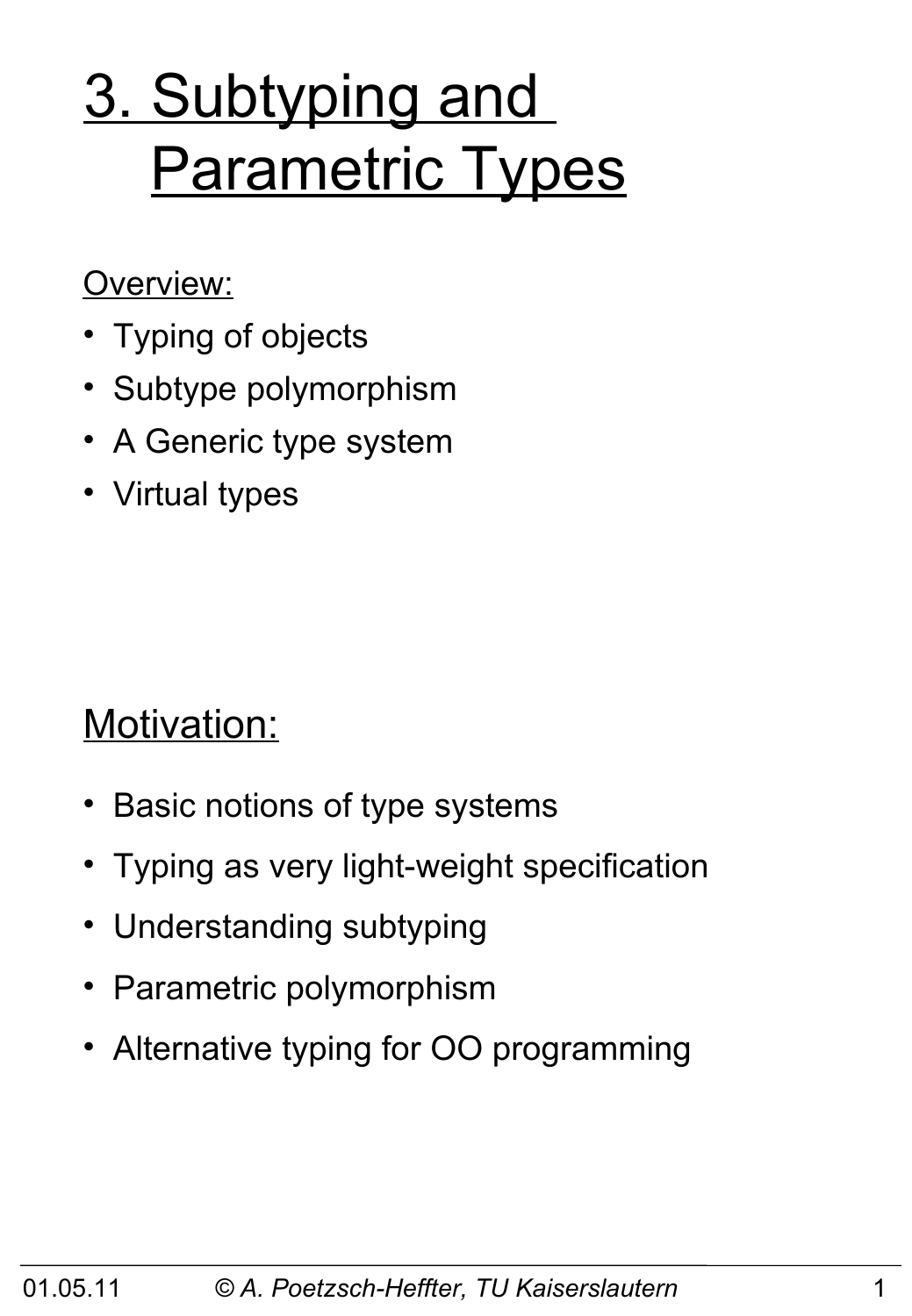# 3. Subtyping and Parametric Types

Overview:

- Typing of objects
- Subtype polymorphism
- A Generic type system
- Virtual types

## Motivation:

- Basic notions of type systems
- Typing as very light-weight specification
- Understanding subtyping
- Parametric polymorphism
- Alternative typing for OO programming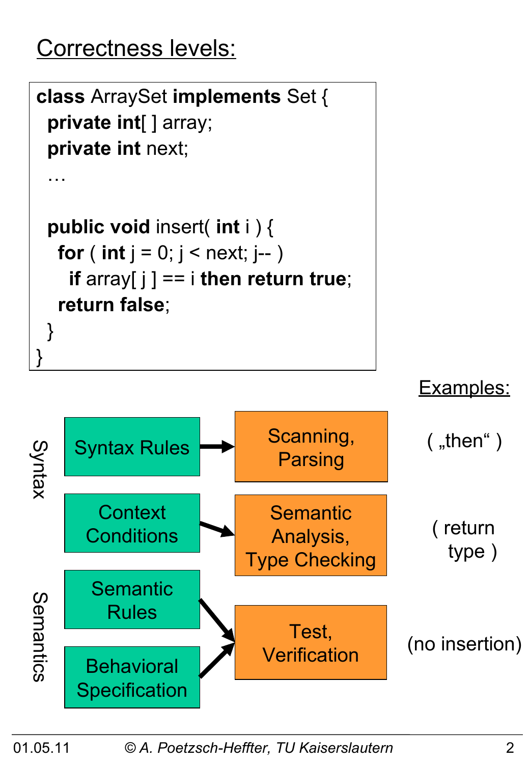# Correctness levels:

```
class ArraySet implements Set {
  private int[ ] array;
  private int next;
  …

  public void insert( int i ) {
    for ( int j = 0; j < next; j-- )
      if array[ j ] == i then return true;
    return false;
  }
}
```

Examples:

Syntax

Syntax Rules → Scanning, Parsing ( „then“ )

Context Conditions → Semantic Analysis, Type Checking ( return type )

Semantics

Semantic Rules → Test, Verification

Behavioral Specification → Test, Verification (no insertion)

01.05.11 © A. Poetzsch-Heffter, TU Kaiserslautern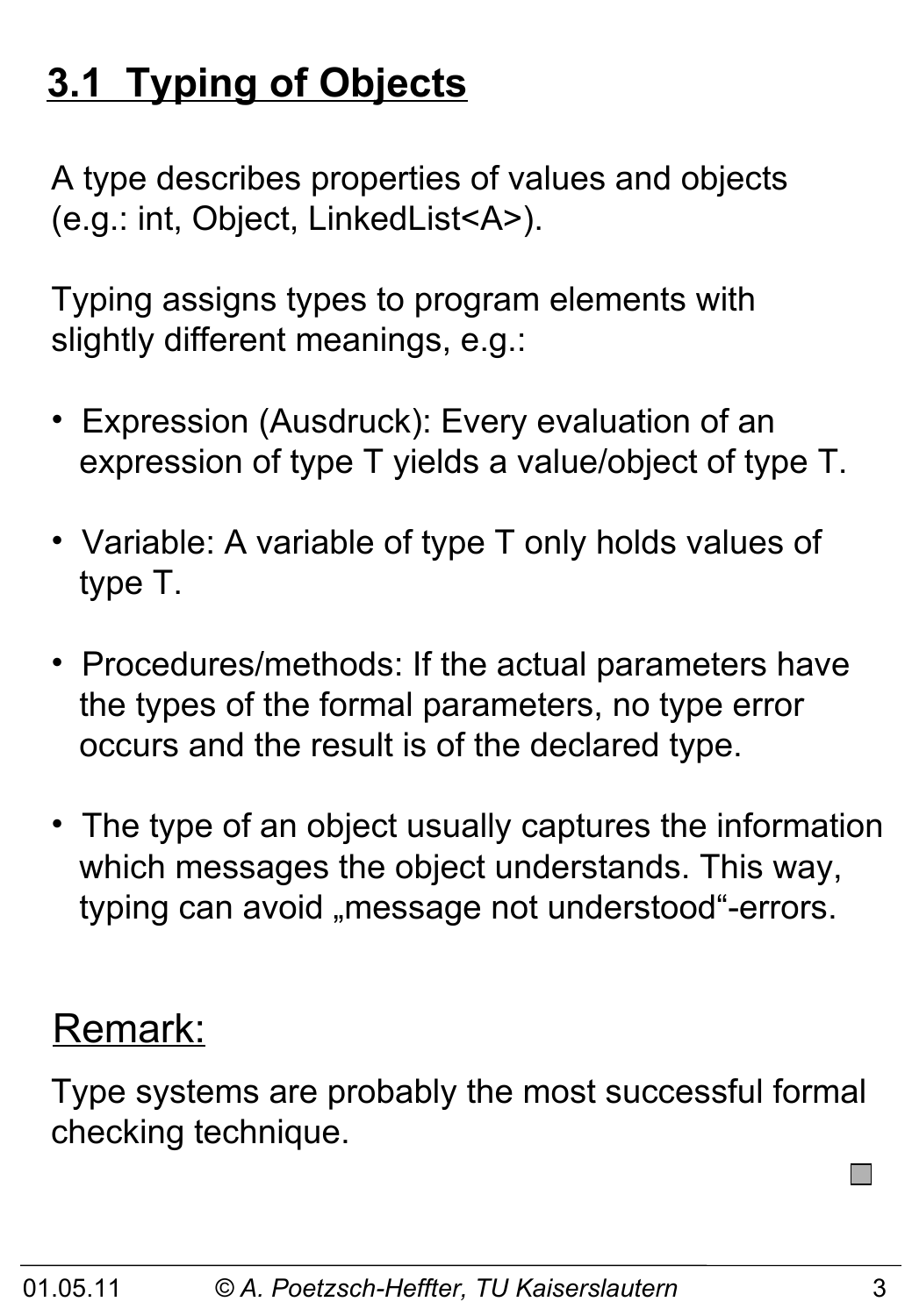## 3.1 Typing of Objects

A type describes properties of values and objects (e.g.: int, Object, LinkedList<A>).

Typing assigns types to program elements with slightly different meanings, e.g.:

- Expression (Ausdruck): Every evaluation of an expression of type T yields a value/object of type T.
- Variable: A variable of type T only holds values of type T.
- Procedures/methods: If the actual parameters have the types of the formal parameters, no type error occurs and the result is of the declared type.
- The type of an object usually captures the information which messages the object understands. This way, typing can avoid „message not understood“-errors.

Remark:

Type systems are probably the most successful formal checking technique.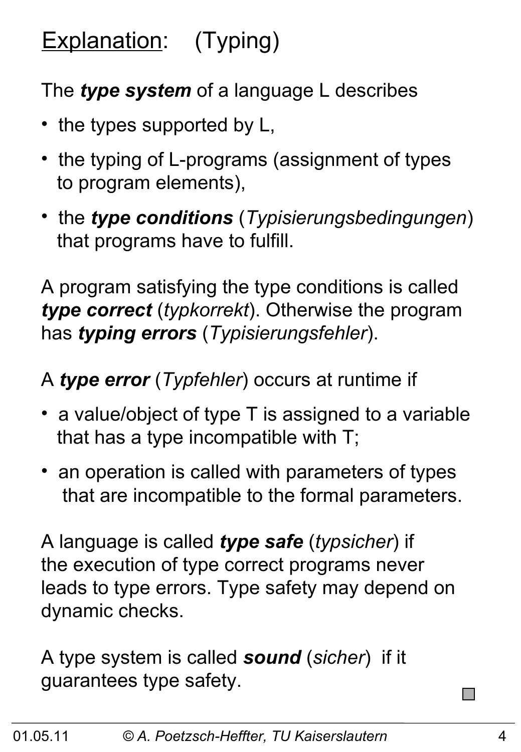# <u>Explanation</u>: (Typing)

The ***type system*** of a language L describes

- the types supported by L,
- the typing of L-programs (assignment of types to program elements),
- the ***type conditions*** (*Typisierungsbedingungen*) that programs have to fulfill.

A program satisfying the type conditions is called ***type correct*** (*typkorrekt*). Otherwise the program has ***typing errors*** (*Typisierungsfehler*).

A ***type error*** (*Typfehler*) occurs at runtime if

- a value/object of type T is assigned to a variable that has a type incompatible with T;
- an operation is called with parameters of types that are incompatible to the formal parameters.

A language is called ***type safe*** (*typsicher*) if the execution of type correct programs never leads to type errors. Type safety may depend on dynamic checks.

A type system is called ***sound*** (*sicher*) if it guarantees type safety.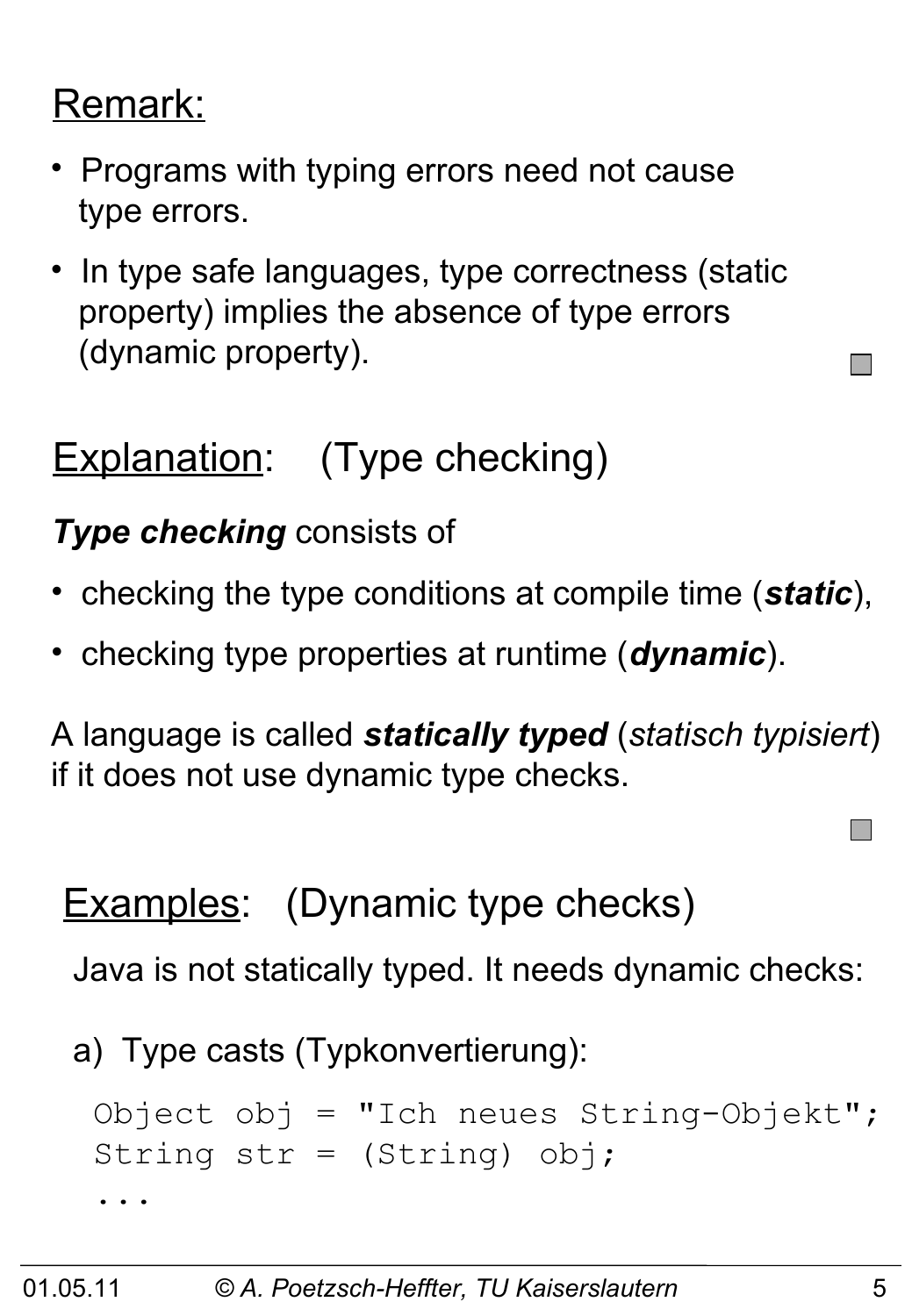## Remark:

- Programs with typing errors need not cause type errors.
- In type safe languages, type correctness (static property) implies the absence of type errors (dynamic property).

## Explanation: (Type checking)

***Type checking*** consists of

- checking the type conditions at compile time (***static***),
- checking type properties at runtime (***dynamic***).

A language is called ***statically typed*** (*statisch typisiert*) if it does not use dynamic type checks.

## Examples: (Dynamic type checks)

Java is not statically typed. It needs dynamic checks:

a) Type casts (Typkonvertierung):

```
Object obj = "Ich neues String-Objekt";
String str = (String) obj;
...
```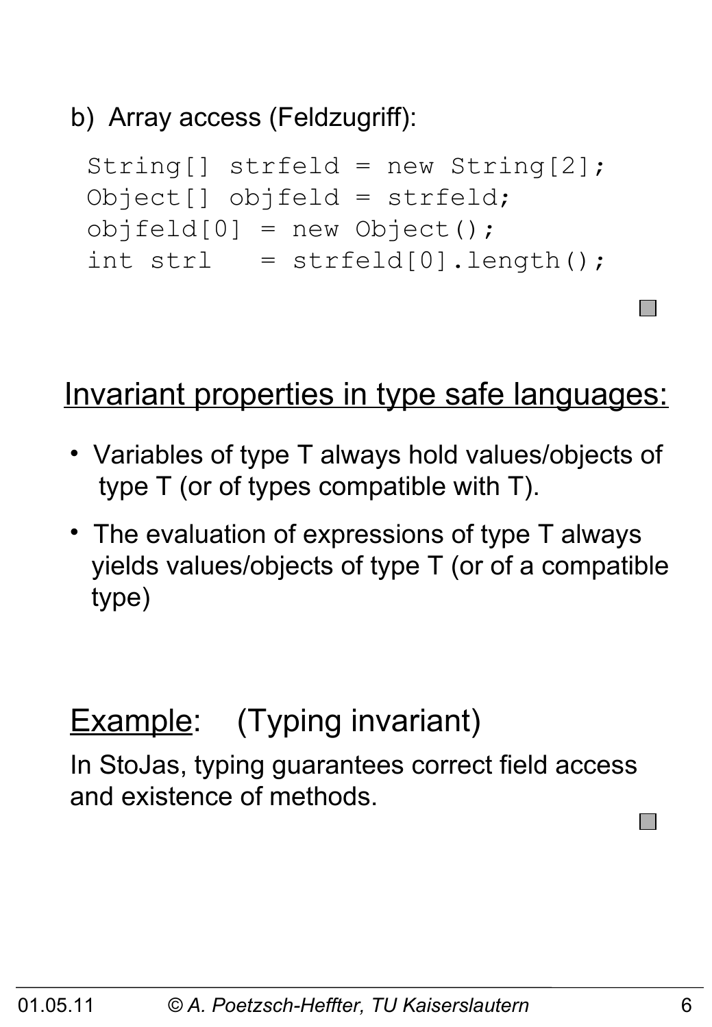b) Array access (Feldzugriff):

```
String[] strfeld = new String[2];
Object[] objfeld = strfeld;
objfeld[0] = new Object();
int strl   = strfeld[0].length();
```

## Invariant properties in type safe languages:

- Variables of type T always hold values/objects of type T (or of types compatible with T).
- The evaluation of expressions of type T always yields values/objects of type T (or of a compatible type)

## Example: (Typing invariant)

In StoJas, typing guarantees correct field access and existence of methods.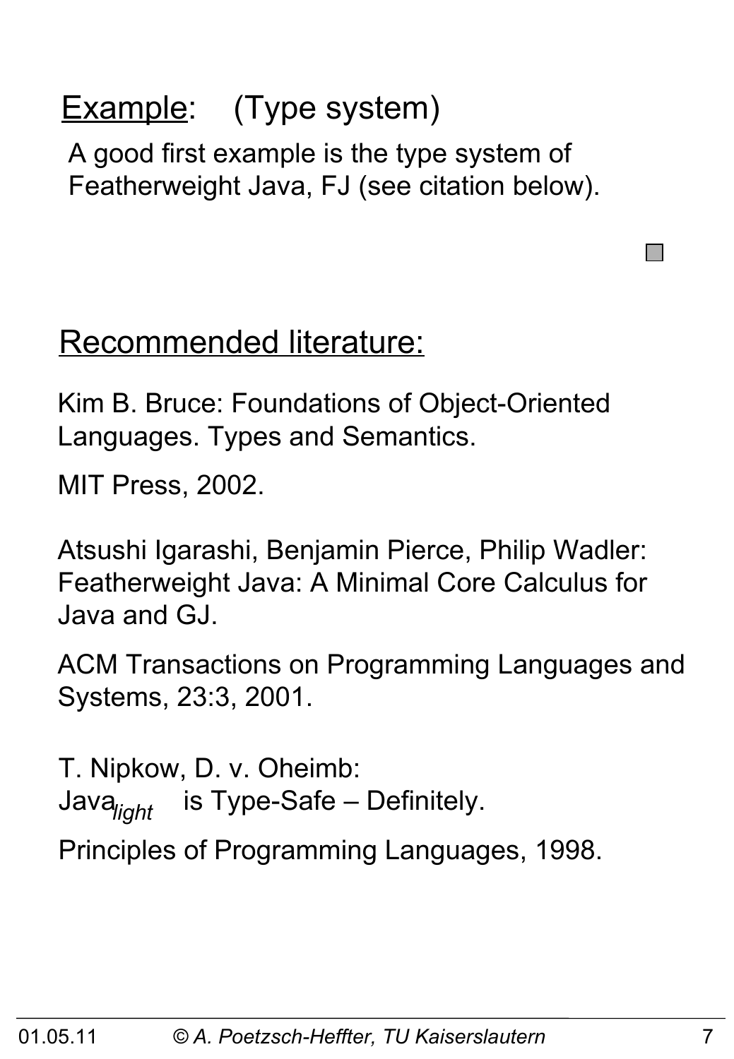Example: (Type system)

A good first example is the type system of Featherweight Java, FJ (see citation below).

## Recommended literature:

Kim B. Bruce: Foundations of Object-Oriented Languages. Types and Semantics.

MIT Press, 2002.

Atsushi Igarashi, Benjamin Pierce, Philip Wadler: Featherweight Java: A Minimal Core Calculus for Java and GJ.

ACM Transactions on Programming Languages and Systems, 23:3, 2001.

T. Nipkow, D. v. Oheimb:
Java*light* is Type-Safe – Definitely.

Principles of Programming Languages, 1998.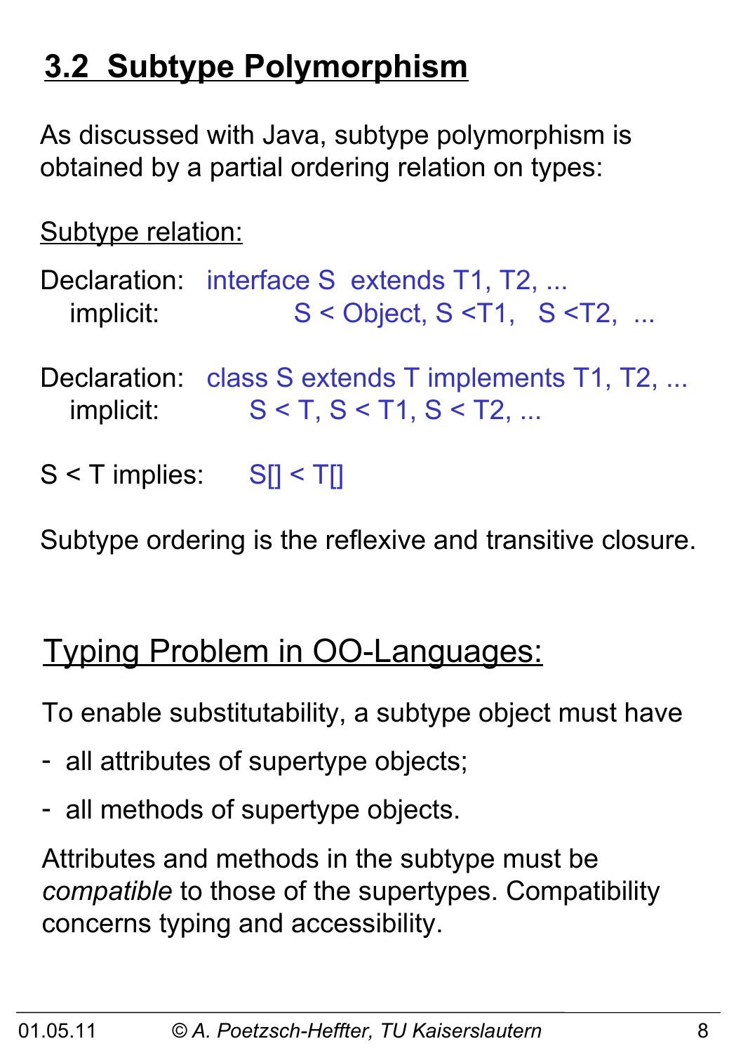## 3.2 Subtype Polymorphism

As discussed with Java, subtype polymorphism is obtained by a partial ordering relation on types:

Subtype relation:

Declaration: interface S extends T1, T2, ...
implicit: S < Object, S <T1, S <T2, ...

Declaration: class S extends T implements T1, T2, ...
implicit: S < T, S < T1, S < T2, ...

S < T implies: S[] < T[]

Subtype ordering is the reflexive and transitive closure.

### Typing Problem in OO-Languages:

To enable substitutability, a subtype object must have

- all attributes of supertype objects;
- all methods of supertype objects.

Attributes and methods in the subtype must be *compatible* to those of the supertypes. Compatibility concerns typing and accessibility.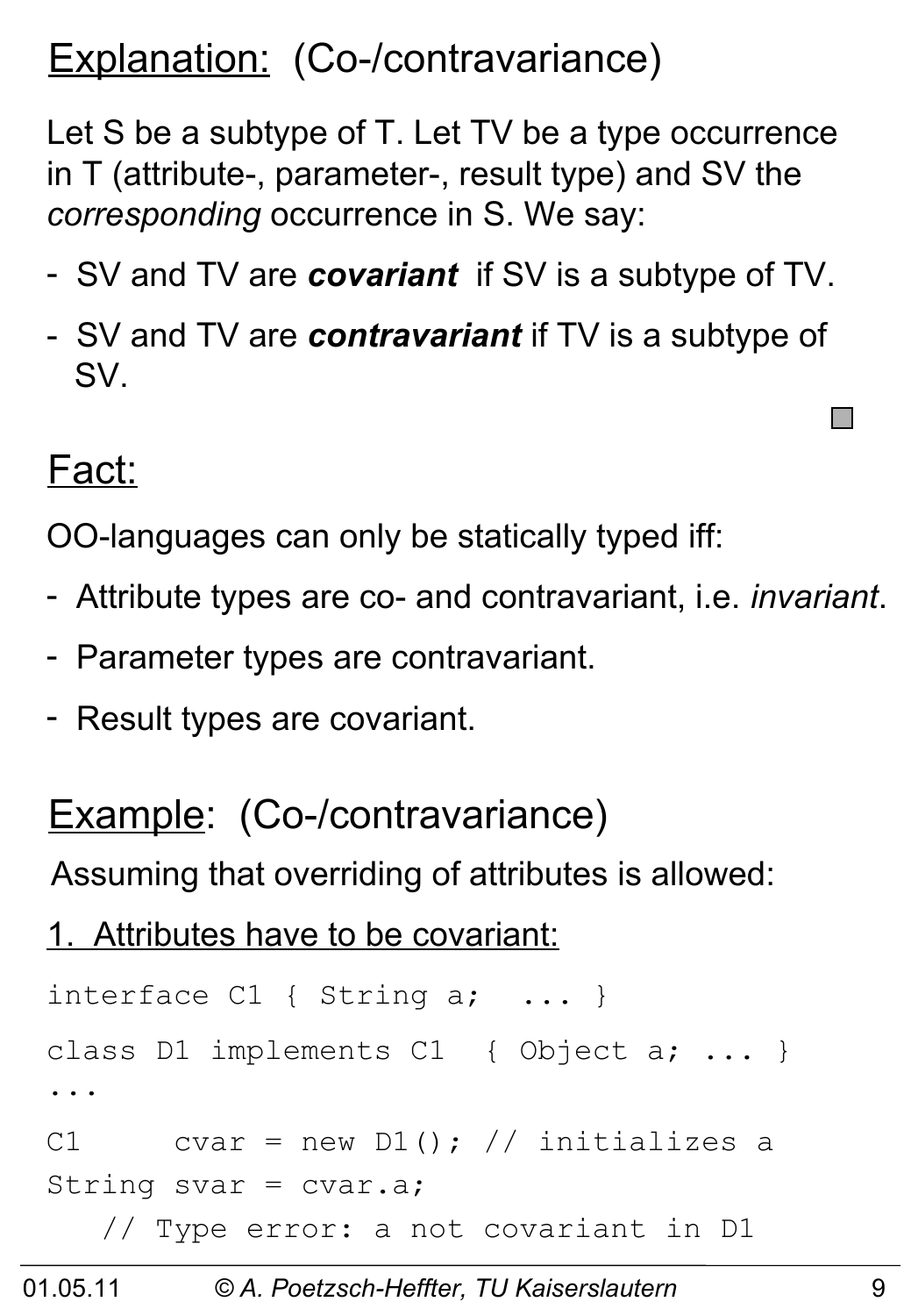## Explanation: (Co-/contravariance)

Let S be a subtype of T. Let TV be a type occurrence in T (attribute-, parameter-, result type) and SV the *corresponding* occurrence in S. We say:

- SV and TV are ***covariant*** if SV is a subtype of TV.
- SV and TV are ***contravariant*** if TV is a subtype of SV.

## Fact:

OO-languages can only be statically typed iff:

- Attribute types are co- and contravariant, i.e. *invariant*.
- Parameter types are contravariant.
- Result types are covariant.

## Example: (Co-/contravariance)

Assuming that overriding of attributes is allowed:

1. Attributes have to be covariant:

```
interface C1 { String a;  ... }
class D1 implements C1  { Object a; ... }
...
C1     cvar = new D1(); // initializes a
String svar = cvar.a;
   // Type error: a not covariant in D1
```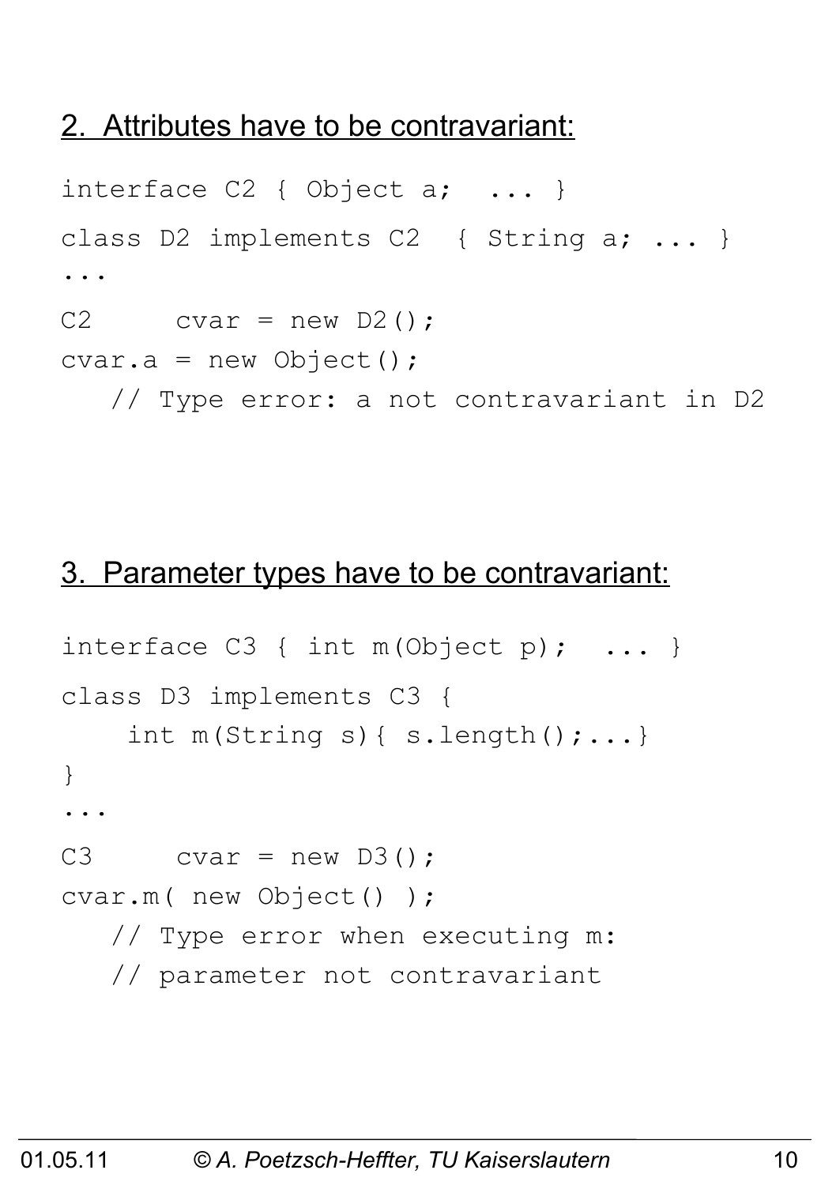## 2. Attributes have to be contravariant:

```
interface C2 { Object a;  ... }
class D2 implements C2  { String a; ... }
...
C2     cvar = new D2();
cvar.a = new Object();
   // Type error: a not contravariant in D2
```

## 3. Parameter types have to be contravariant:

```
interface C3 { int m(Object p);  ... }
class D3 implements C3 {
    int m(String s){ s.length();...}
}
...
C3     cvar = new D3();
cvar.m( new Object() );
   // Type error when executing m:
   // parameter not contravariant
```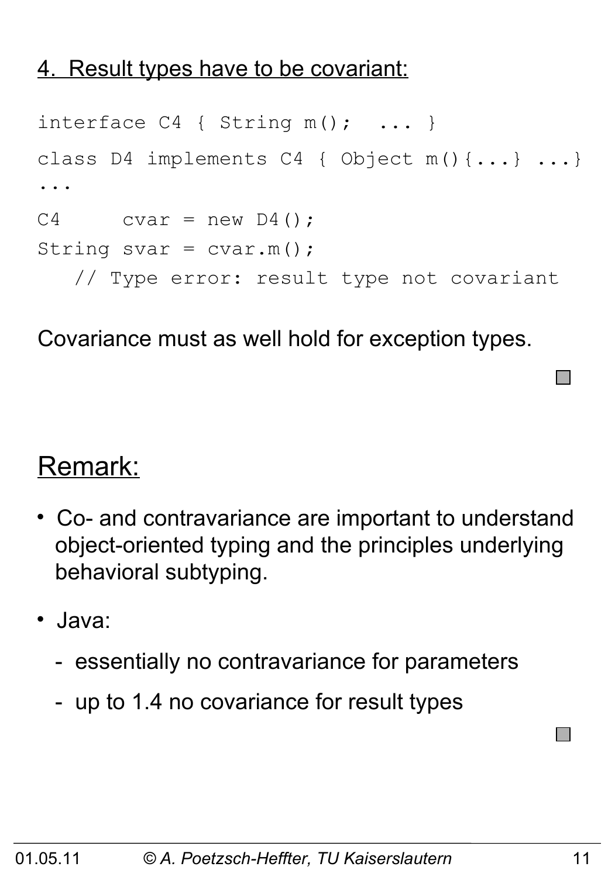4. Result types have to be covariant:

```
interface C4 { String m();  ... }
class D4 implements C4 { Object m(){...} ...}
...
C4     cvar = new D4();
String svar = cvar.m();
   // Type error: result type not covariant
```

Covariance must as well hold for exception types.

## Remark:

- Co- and contravariance are important to understand object-oriented typing and the principles underlying behavioral subtyping.
- Java:
  - essentially no contravariance for parameters
  - up to 1.4 no covariance for result types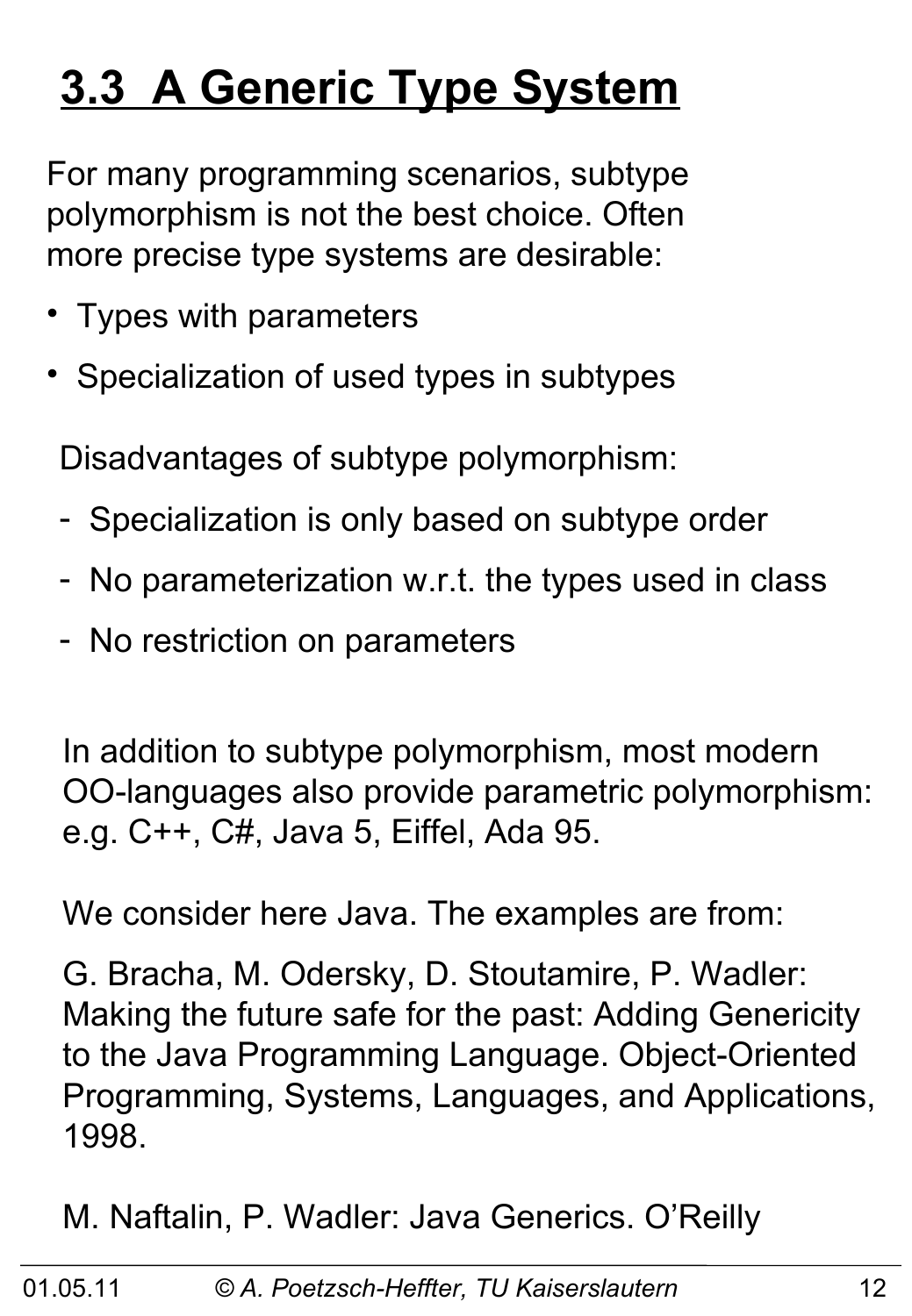# 3.3 A Generic Type System

For many programming scenarios, subtype polymorphism is not the best choice. Often more precise type systems are desirable:

- Types with parameters
- Specialization of used types in subtypes

Disadvantages of subtype polymorphism:

- Specialization is only based on subtype order
- No parameterization w.r.t. the types used in class
- No restriction on parameters

In addition to subtype polymorphism, most modern OO-languages also provide parametric polymorphism: e.g. C++, C#, Java 5, Eiffel, Ada 95.

We consider here Java. The examples are from:

G. Bracha, M. Odersky, D. Stoutamire, P. Wadler: Making the future safe for the past: Adding Genericity to the Java Programming Language. Object-Oriented Programming, Systems, Languages, and Applications, 1998.

M. Naftalin, P. Wadler: Java Generics. O'Reilly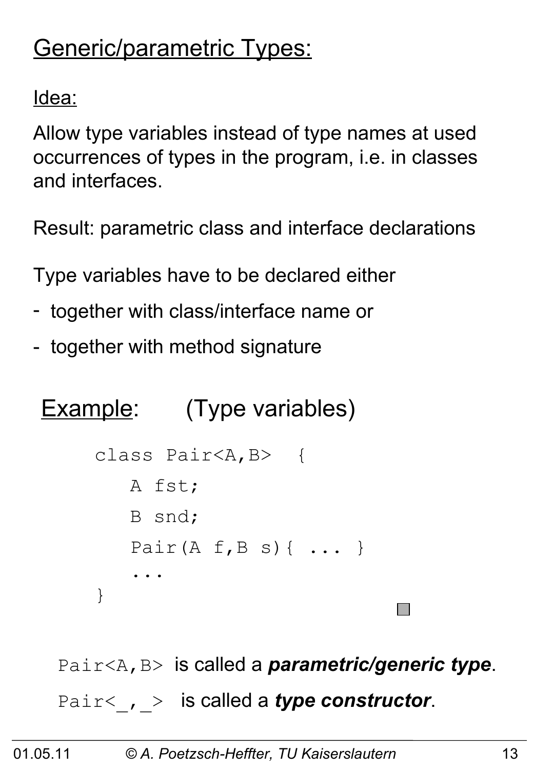# Generic/parametric Types:

Idea:

Allow type variables instead of type names at used occurrences of types in the program, i.e. in classes and interfaces.

Result: parametric class and interface declarations

Type variables have to be declared either

- together with class/interface name or
- together with method signature

## Example: (Type variables)

```
class Pair<A,B>  {
   A fst;
   B snd;
   Pair(A f,B s){ ... }
   ...
}
```

`Pair<A,B>` is called a ***parametric/generic type***.

`Pair<_,_>` is called a ***type constructor***.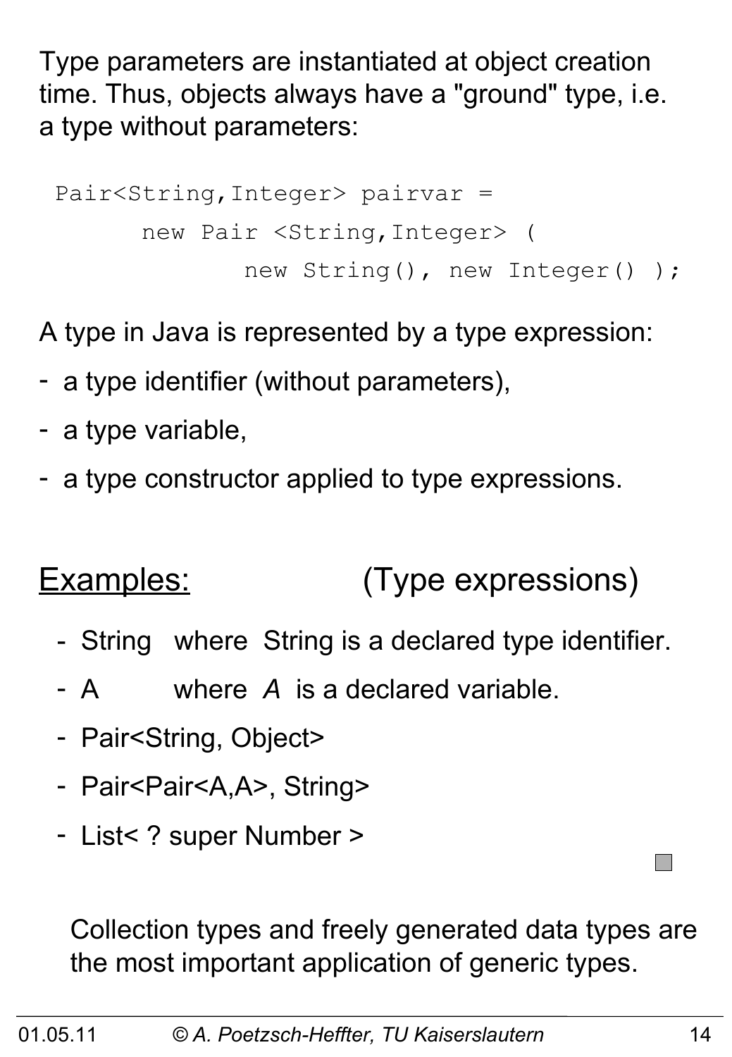Type parameters are instantiated at object creation time. Thus, objects always have a "ground" type, i.e. a type without parameters:

```
Pair<String,Integer> pairvar =
      new Pair <String,Integer> (
            new String(), new Integer() );
```

A type in Java is represented by a type expression:

- a type identifier (without parameters),
- a type variable,
- a type constructor applied to type expressions.

## Examples: (Type expressions)

- String where String is a declared type identifier.
- A where *A* is a declared variable.
- Pair<String, Object>
- Pair<Pair<A,A>, String>
- List< ? super Number >

Collection types and freely generated data types are the most important application of generic types.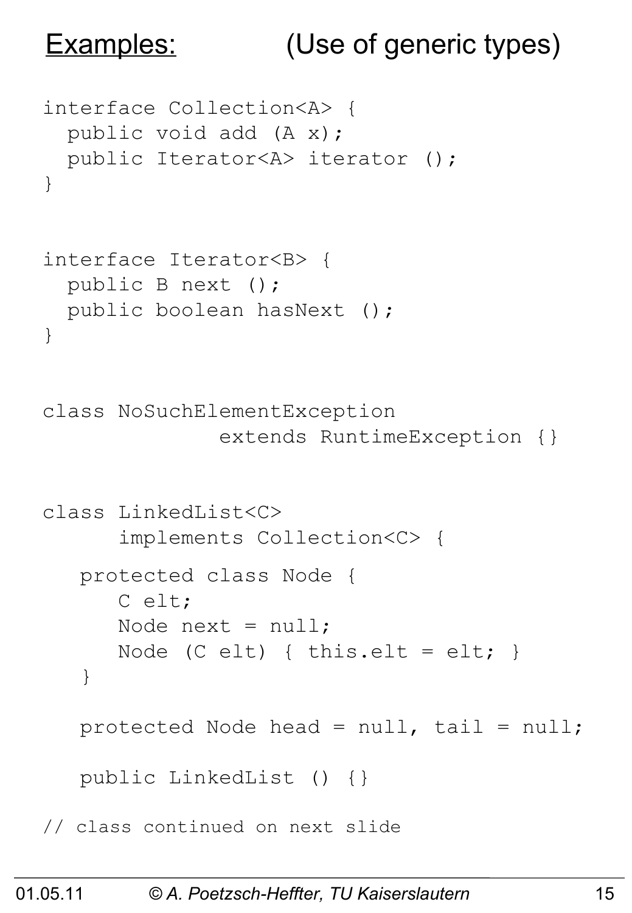## Examples: (Use of generic types)

```
interface Collection<A> {
  public void add (A x);
  public Iterator<A> iterator ();
}


interface Iterator<B> {
  public B next ();
  public boolean hasNext ();
}


class NoSuchElementException
             extends RuntimeException {}


class LinkedList<C>
      implements Collection<C> {

   protected class Node {
      C elt;
      Node next = null;
      Node (C elt) { this.elt = elt; }
   }

   protected Node head = null, tail = null;

   public LinkedList () {}

// class continued on next slide
```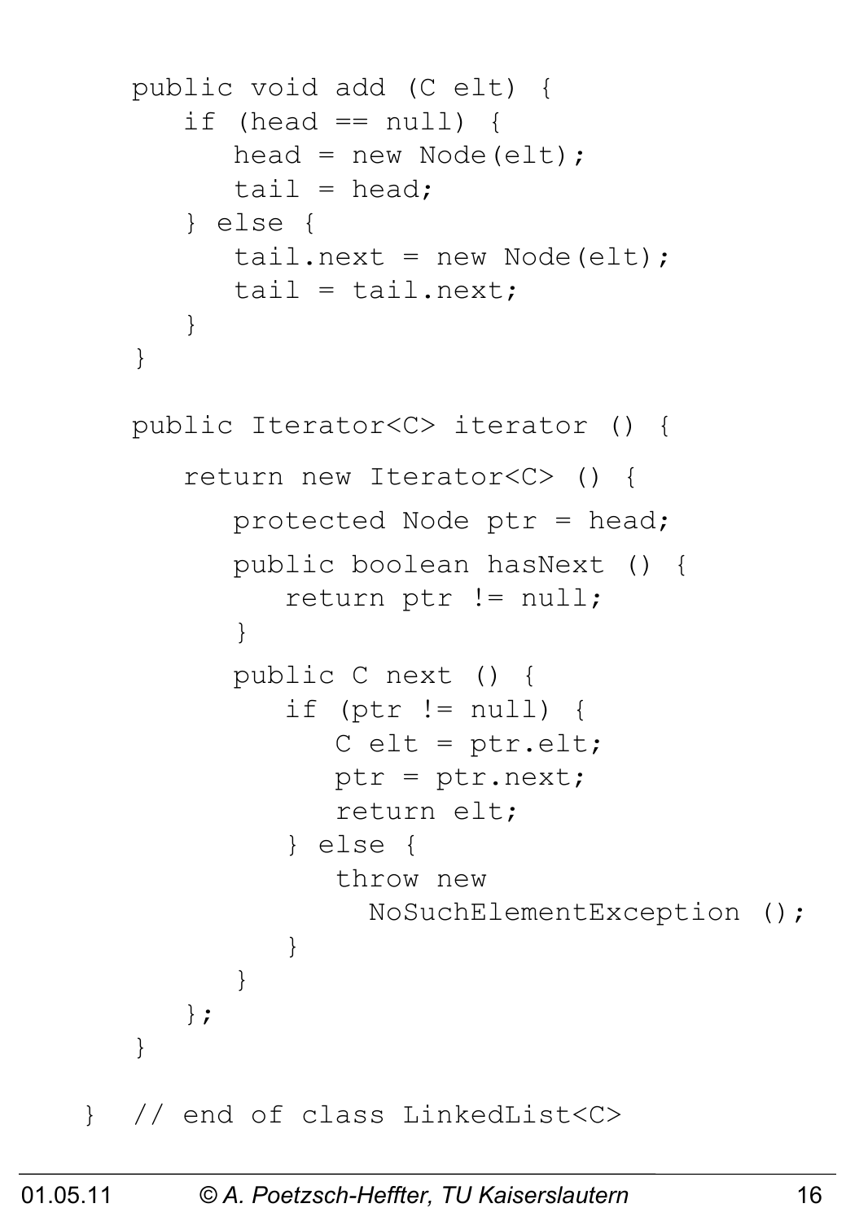```java
    public void add (C elt) {
       if (head == null) {
          head = new Node(elt);
          tail = head;
       } else {
          tail.next = new Node(elt);
          tail = tail.next;
       }
    }

    public Iterator<C> iterator () {
       return new Iterator<C> () {
          protected Node ptr = head;
          public boolean hasNext () {
             return ptr != null;
          }
          public C next () {
             if (ptr != null) {
                C elt = ptr.elt;
                ptr = ptr.next;
                return elt;
             } else {
                throw new
                  NoSuchElementException ();
             }
          }
       };
    }

 }  // end of class LinkedList<C>
```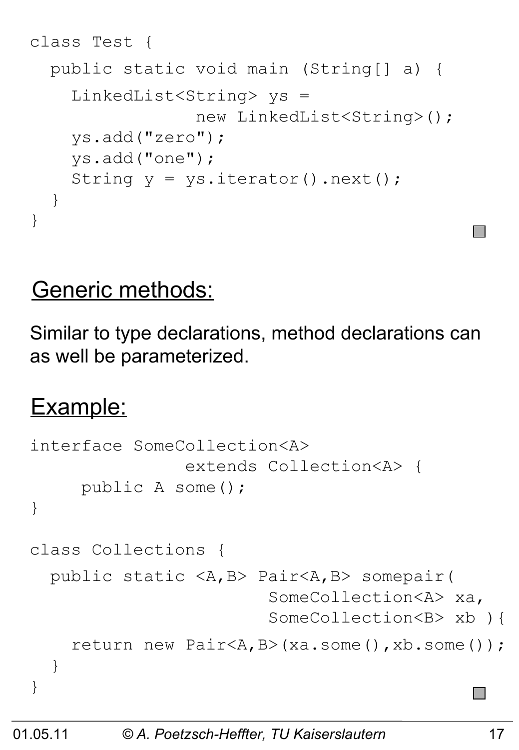```
class Test {
  public static void main (String[] a) {
    LinkedList<String> ys =
                new LinkedList<String>();
    ys.add("zero");
    ys.add("one");
    String y = ys.iterator().next();
  }
}
```

## Generic methods:

Similar to type declarations, method declarations can as well be parameterized.

## Example:

```
interface SomeCollection<A>
               extends Collection<A> {
     public A some();
}

class Collections {
  public static <A,B> Pair<A,B> somepair(
                     SomeCollection<A> xa,
                     SomeCollection<B> xb ){
    return new Pair<A,B>(xa.some(),xb.some());
  }
}
```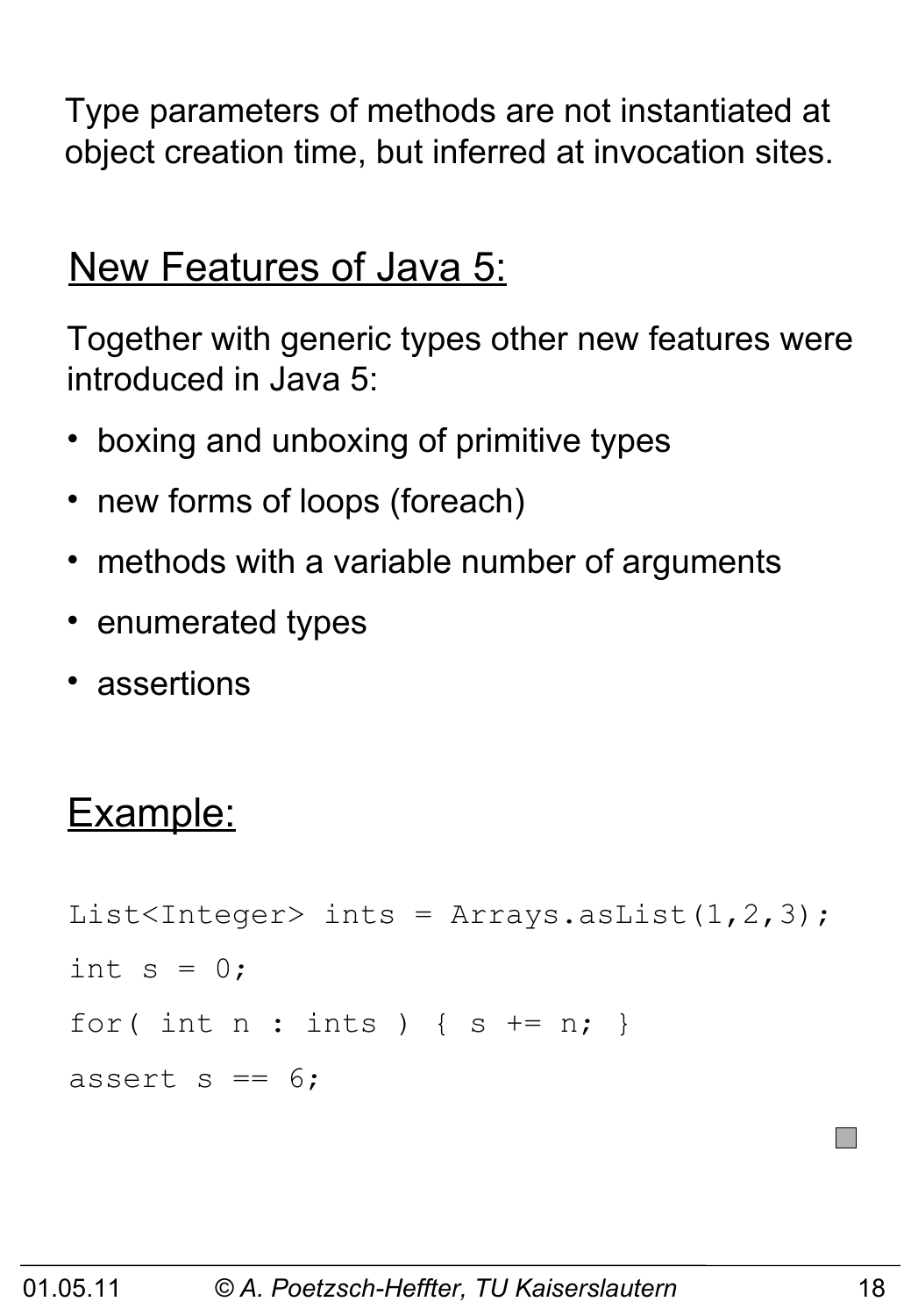Type parameters of methods are not instantiated at object creation time, but inferred at invocation sites.

## New Features of Java 5:

Together with generic types other new features were introduced in Java 5:

- boxing and unboxing of primitive types
- new forms of loops (foreach)
- methods with a variable number of arguments
- enumerated types
- assertions

## Example:

```
List<Integer> ints = Arrays.asList(1,2,3);
int s = 0;
for( int n : ints ) { s += n; }
assert s == 6;
```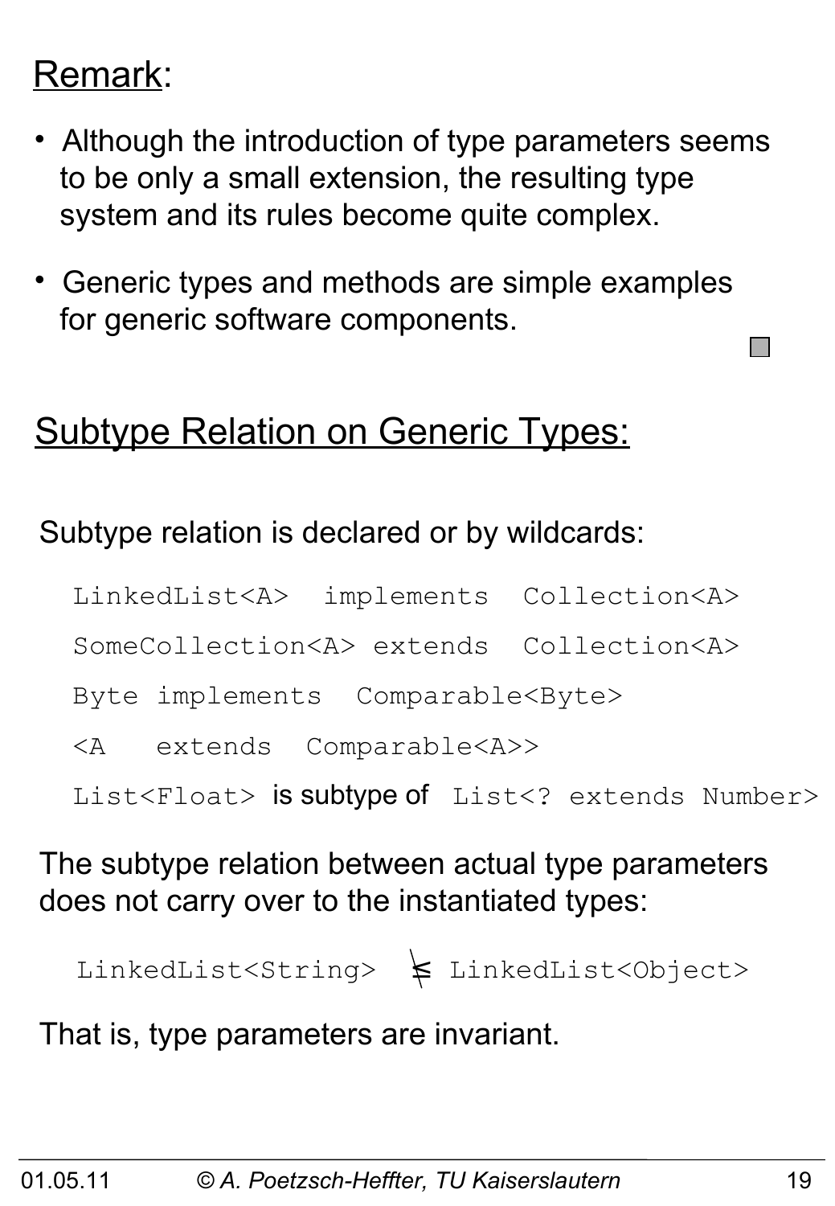Remark:

- Although the introduction of type parameters seems to be only a small extension, the resulting type system and its rules become quite complex.
- Generic types and methods are simple examples for generic software components.

## Subtype Relation on Generic Types:

Subtype relation is declared or by wildcards:

```
LinkedList<A>  implements  Collection<A>
SomeCollection<A> extends  Collection<A>
Byte implements  Comparable<Byte>
<A   extends  Comparable<A>>
```

`List<Float>` is subtype of `List<? extends Number>`

The subtype relation between actual type parameters does not carry over to the instantiated types:

`LinkedList<String>` $\not\leq$ `LinkedList<Object>`

That is, type parameters are invariant.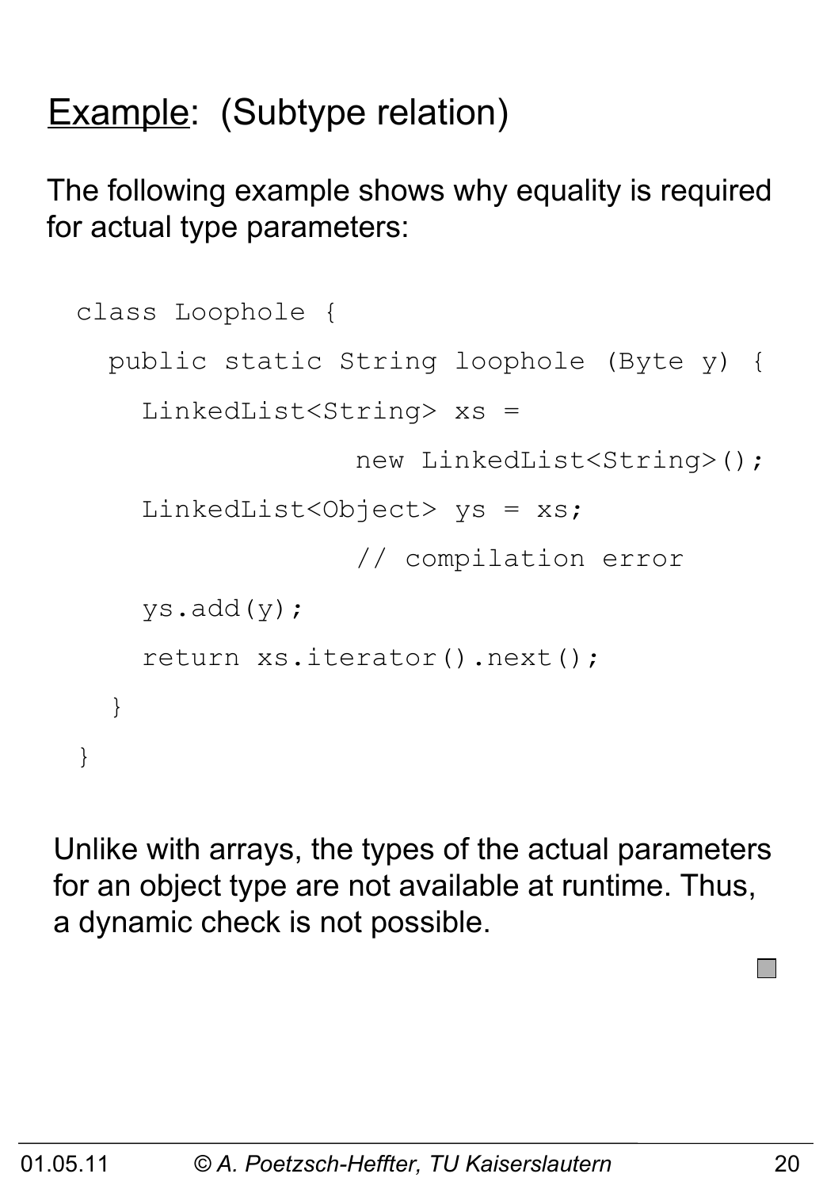## <u>Example</u>: (Subtype relation)

The following example shows why equality is required for actual type parameters:

```
class Loophole {
  public static String loophole (Byte y) {
    LinkedList<String> xs =
                 new LinkedList<String>();
    LinkedList<Object> ys = xs;
                 // compilation error
    ys.add(y);
    return xs.iterator().next();
  }
}
```

Unlike with arrays, the types of the actual parameters for an object type are not available at runtime. Thus, a dynamic check is not possible.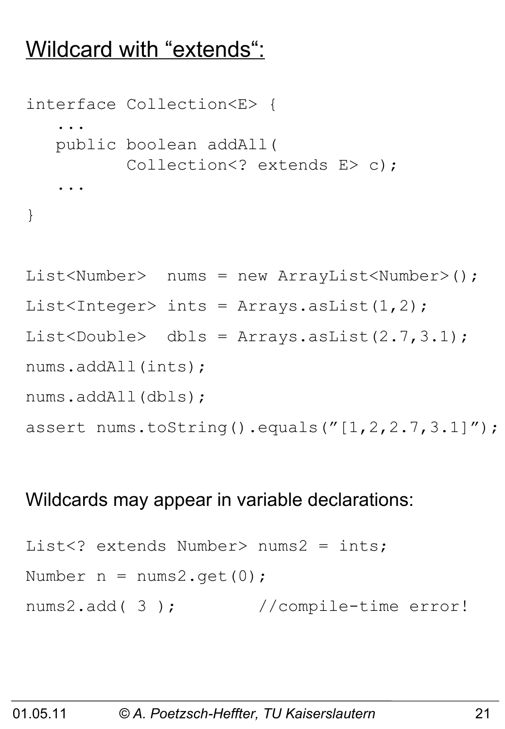## Wildcard with “extends“:

```
interface Collection<E> {
   ...
   public boolean addAll(
          Collection<? extends E> c);
   ...
}
```

```
List<Number>  nums = new ArrayList<Number>();
List<Integer> ints = Arrays.asList(1,2);
List<Double>  dbls = Arrays.asList(2.7,3.1);
nums.addAll(ints);
nums.addAll(dbls);
assert nums.toString().equals(”[1,2,2.7,3.1]”);
```

Wildcards may appear in variable declarations:

```
List<? extends Number> nums2 = ints;
Number n = nums2.get(0);
nums2.add( 3 );        //compile-time error!
```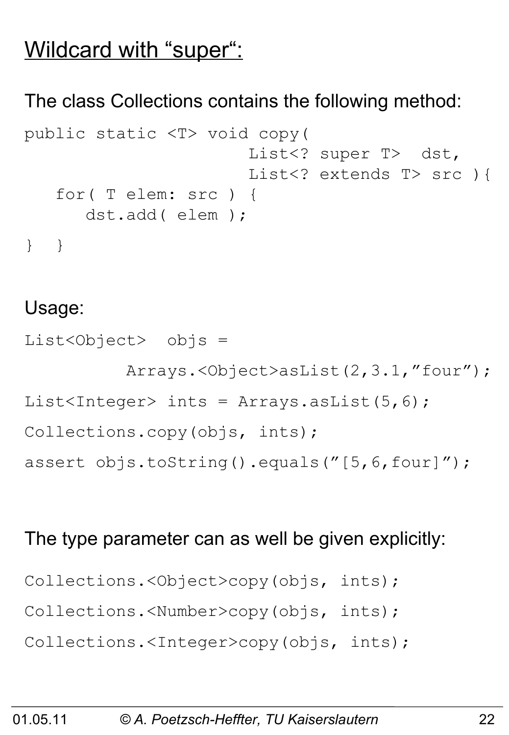# Wildcard with “super“:

The class Collections contains the following method:

```
public static <T> void copy(
                      List<? super T>  dst,
                      List<? extends T> src ){
   for( T elem: src ) {
      dst.add( elem );
}  }
```

Usage:

```
List<Object>  objs =
          Arrays.<Object>asList(2,3.1,”four”);
List<Integer> ints = Arrays.asList(5,6);
Collections.copy(objs, ints);
assert objs.toString().equals(”[5,6,four]”);
```

The type parameter can as well be given explicitly:

```
Collections.<Object>copy(objs, ints);
Collections.<Number>copy(objs, ints);
Collections.<Integer>copy(objs, ints);
```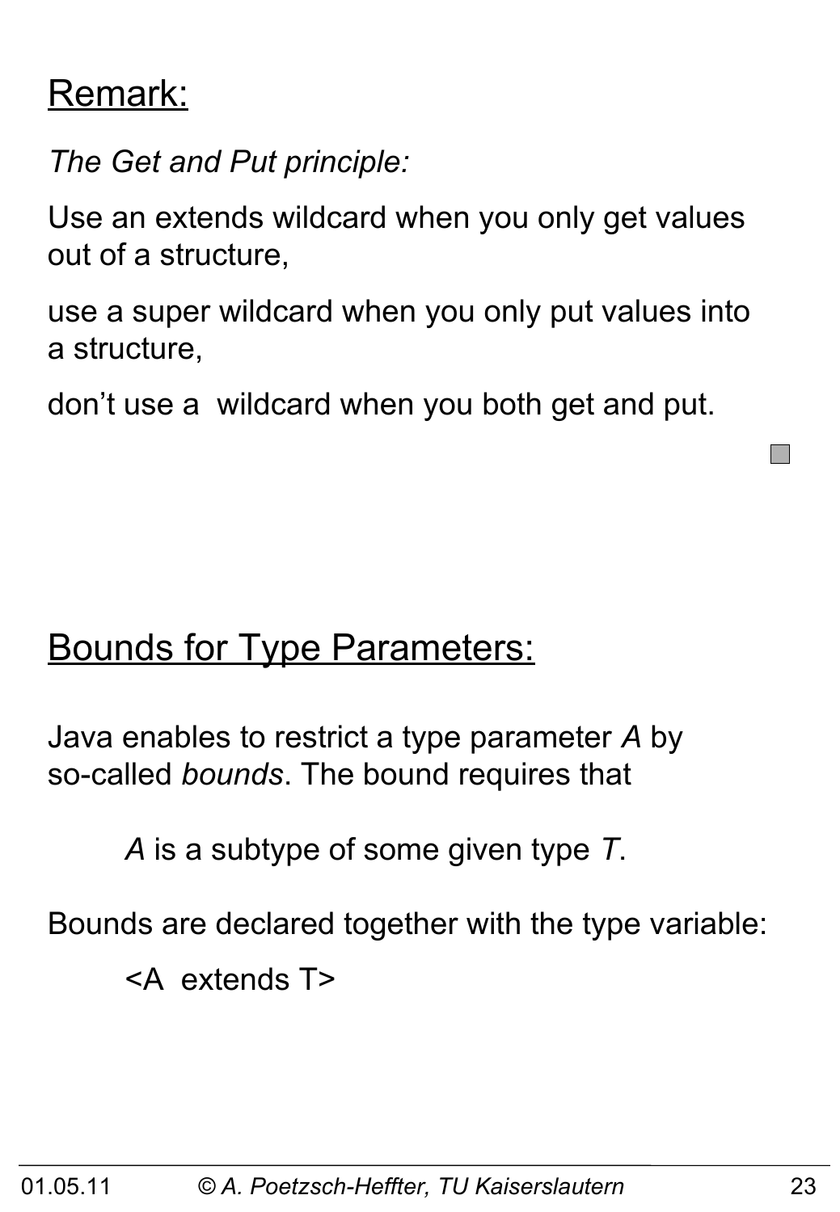## Remark:

*The Get and Put principle:*

Use an extends wildcard when you only get values out of a structure,

use a super wildcard when you only put values into a structure,

don't use a wildcard when you both get and put.

## Bounds for Type Parameters:

Java enables to restrict a type parameter *A* by so-called *bounds*. The bound requires that

> *A* is a subtype of some given type *T*.

Bounds are declared together with the type variable:

```
<A extends T>
```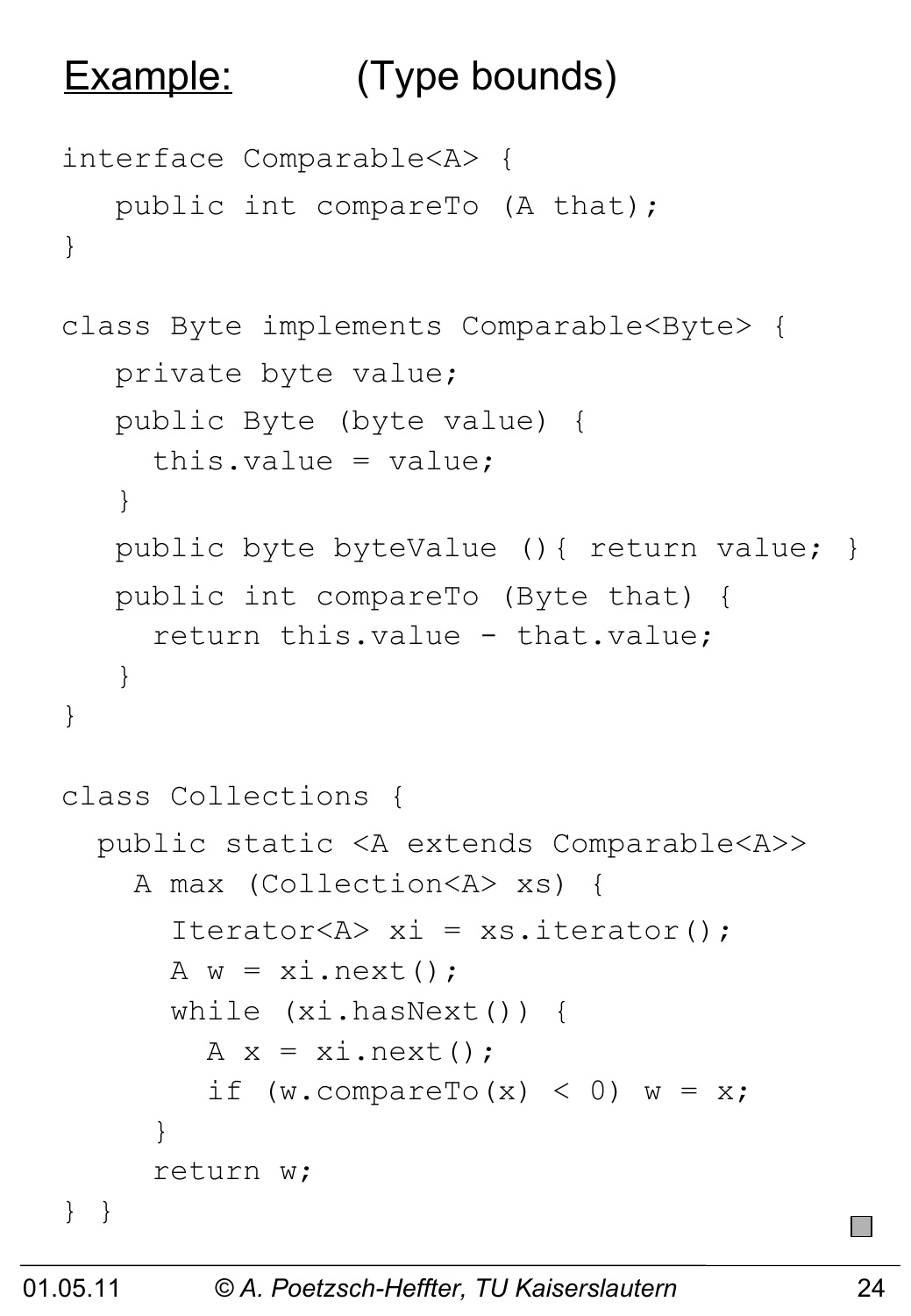## Example: (Type bounds)

```
interface Comparable<A> {
   public int compareTo (A that);
}

class Byte implements Comparable<Byte> {
   private byte value;
   public Byte (byte value) {
     this.value = value;
   }
   public byte byteValue (){ return value; }
   public int compareTo (Byte that) {
     return this.value - that.value;
   }
}

class Collections {
  public static <A extends Comparable<A>>
    A max (Collection<A> xs) {
      Iterator<A> xi = xs.iterator();
      A w = xi.next();
      while (xi.hasNext()) {
        A x = xi.next();
        if (w.compareTo(x) < 0) w = x;
     }
     return w;
} }
```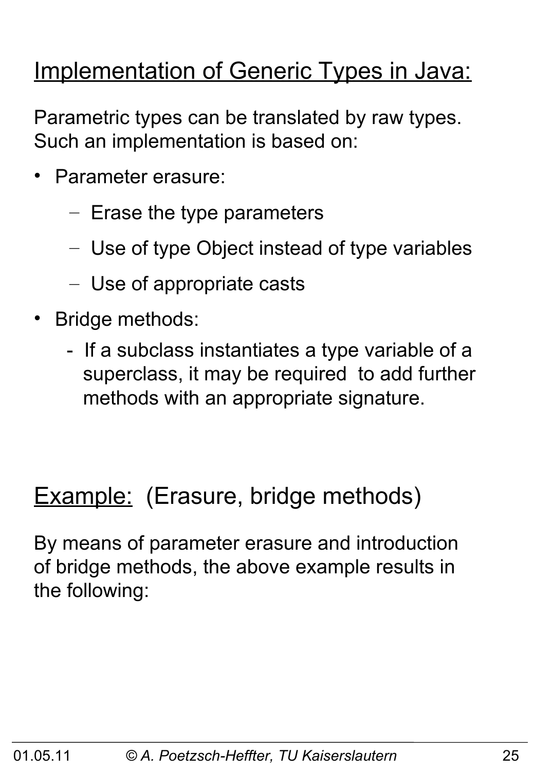## Implementation of Generic Types in Java:

Parametric types can be translated by raw types. Such an implementation is based on:

- Parameter erasure:
  - Erase the type parameters
  - Use of type Object instead of type variables
  - Use of appropriate casts
- Bridge methods:
  - If a subclass instantiates a type variable of a superclass, it may be required to add further methods with an appropriate signature.

## Example: (Erasure, bridge methods)

By means of parameter erasure and introduction of bridge methods, the above example results in the following: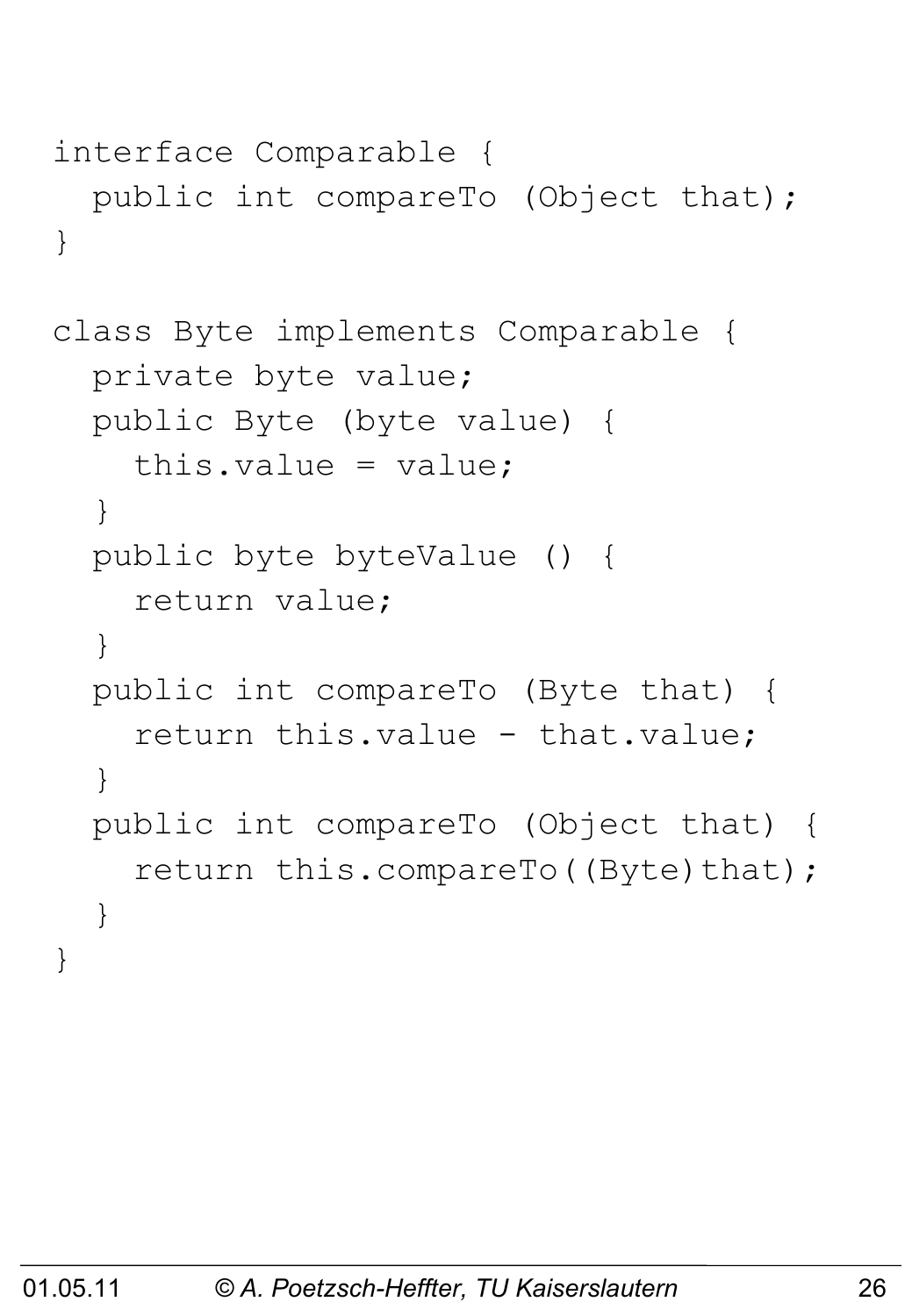```
interface Comparable {
  public int compareTo (Object that);
}

class Byte implements Comparable {
  private byte value;
  public Byte (byte value) {
    this.value = value;
  }
  public byte byteValue () {
    return value;
  }
  public int compareTo (Byte that) {
    return this.value - that.value;
  }
  public int compareTo (Object that) {
    return this.compareTo((Byte)that);
  }
}
```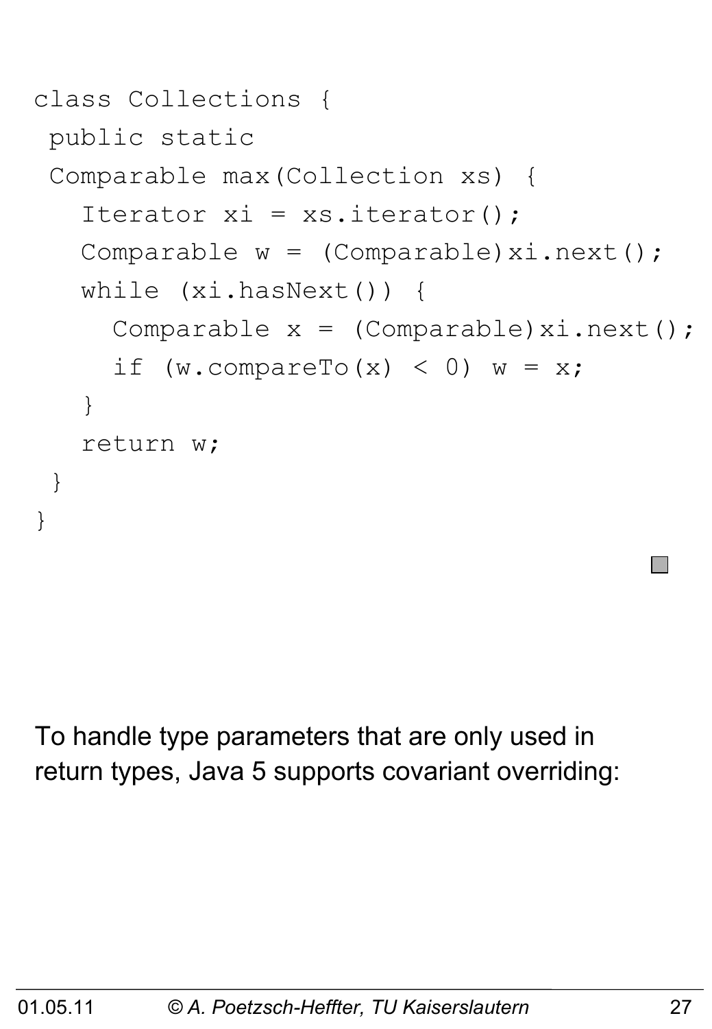```
class Collections {
 public static
 Comparable max(Collection xs) {
   Iterator xi = xs.iterator();
   Comparable w = (Comparable)xi.next();
   while (xi.hasNext()) {
     Comparable x = (Comparable)xi.next();
     if (w.compareTo(x) < 0) w = x;
   }
   return w;
 }
}
```

To handle type parameters that are only used in return types, Java 5 supports covariant overriding: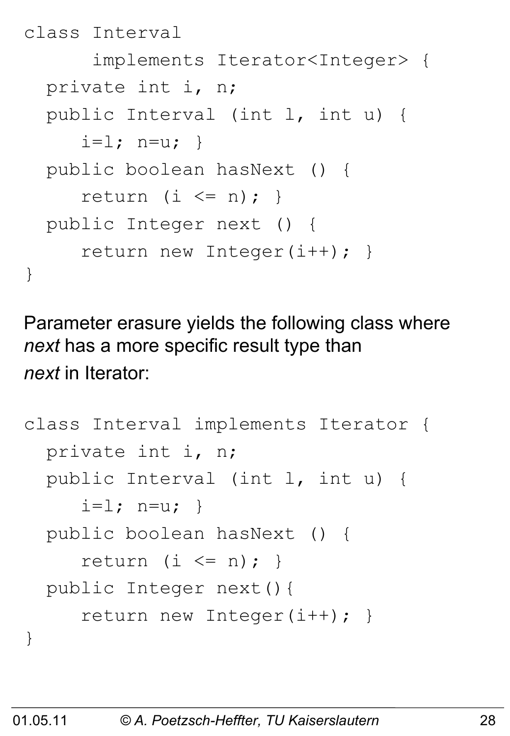```
class Interval
      implements Iterator<Integer> {
  private int i, n;
  public Interval (int l, int u) {
     i=l; n=u; }
  public boolean hasNext () {
     return (i <= n); }
  public Integer next () {
     return new Integer(i++); }
}
```

Parameter erasure yields the following class where *next* has a more specific result type than *next* in Iterator:

```
class Interval implements Iterator {
  private int i, n;
  public Interval (int l, int u) {
     i=l; n=u; }
  public boolean hasNext () {
     return (i <= n); }
  public Integer next(){
     return new Integer(i++); }
}
```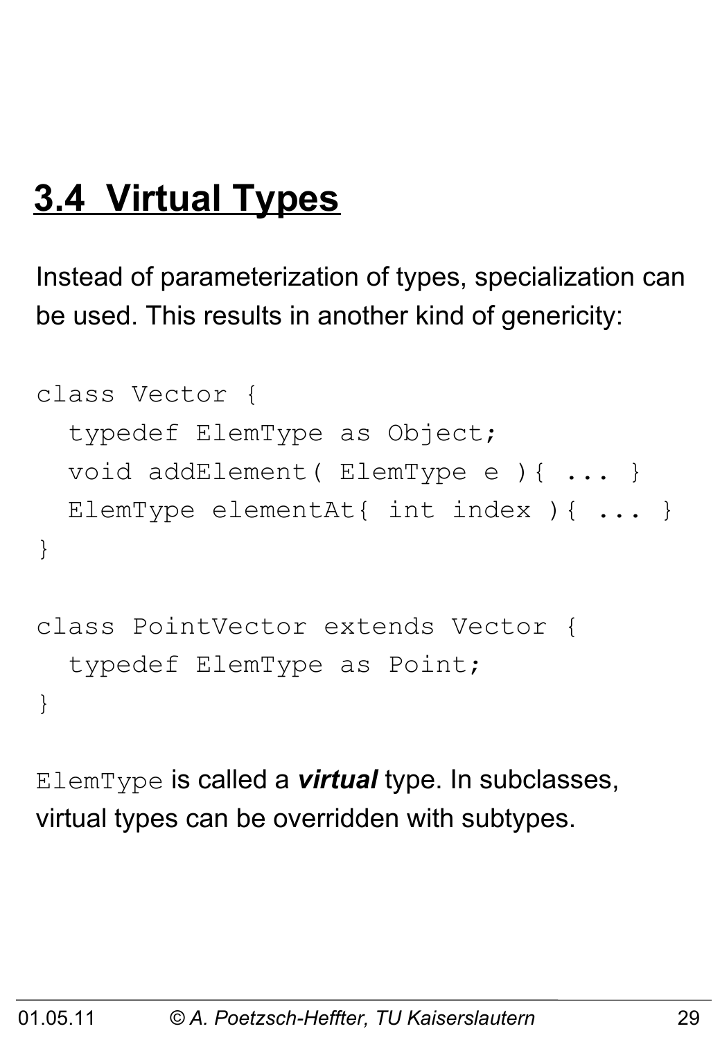## 3.4 Virtual Types

Instead of parameterization of types, specialization can be used. This results in another kind of genericity:

```
class Vector {
  typedef ElemType as Object;
  void addElement( ElemType e ){ ... }
  ElemType elementAt{ int index ){ ... }
}

class PointVector extends Vector {
  typedef ElemType as Point;
}
```

`ElemType` is called a ***virtual*** type. In subclasses, virtual types can be overridden with subtypes.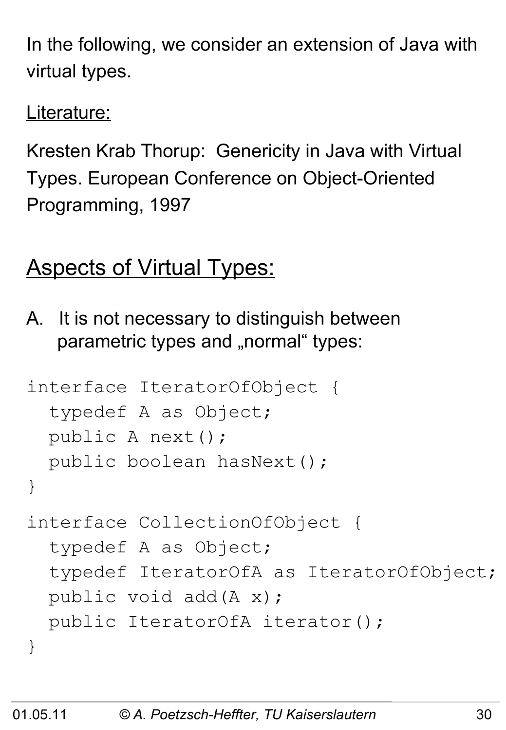In the following, we consider an extension of Java with virtual types.

Literature:

Kresten Krab Thorup: Genericity in Java with Virtual Types. European Conference on Object-Oriented Programming, 1997

## Aspects of Virtual Types:

A. It is not necessary to distinguish between parametric types and „normal" types:

```
interface IteratorOfObject {
  typedef A as Object;
  public A next();
  public boolean hasNext();
}

interface CollectionOfObject {
  typedef A as Object;
  typedef IteratorOfA as IteratorOfObject;
  public void add(A x);
  public IteratorOfA iterator();
}
```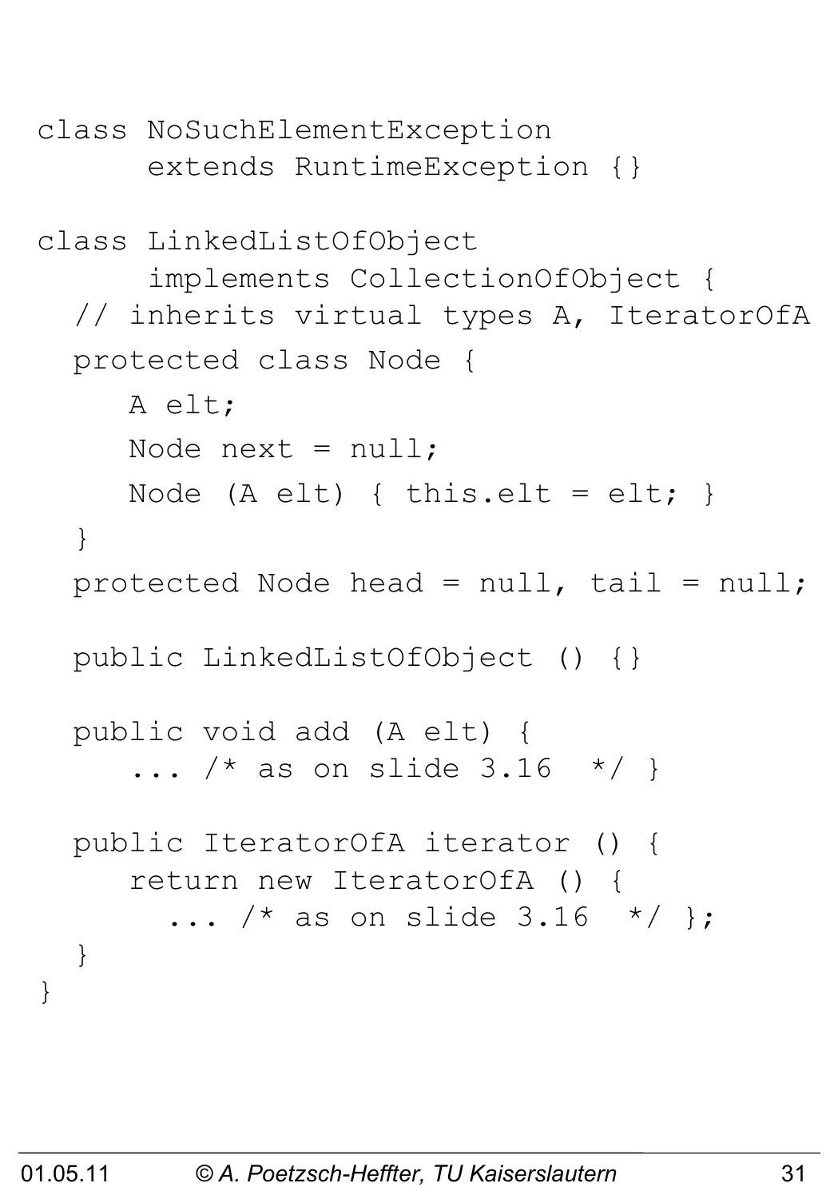```
class NoSuchElementException
      extends RuntimeException {}

class LinkedListOfObject
      implements CollectionOfObject {
  // inherits virtual types A, IteratorOfA
  protected class Node {
     A elt;
     Node next = null;
     Node (A elt) { this.elt = elt; }
  }
  protected Node head = null, tail = null;

  public LinkedListOfObject () {}

  public void add (A elt) {
     ... /* as on slide 3.16  */ }

  public IteratorOfA iterator () {
     return new IteratorOfA () {
       ... /* as on slide 3.16  */ };
  }
}
```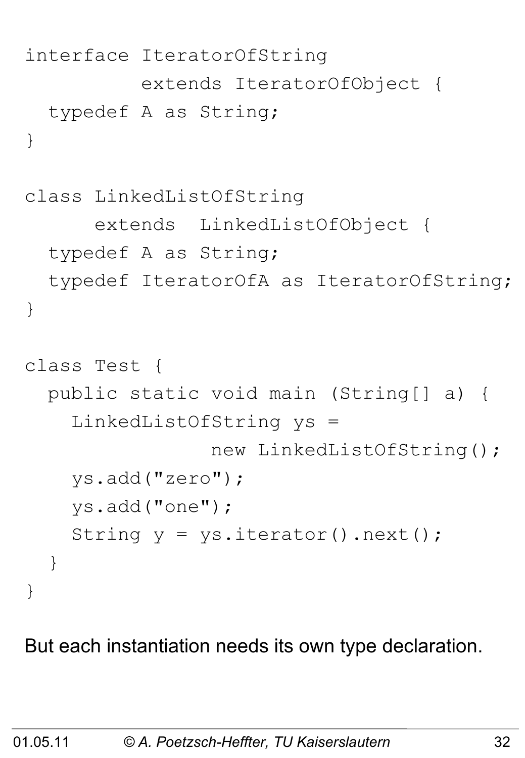```
interface IteratorOfString
          extends IteratorOfObject {
  typedef A as String;
}

class LinkedListOfString
      extends  LinkedListOfObject {
  typedef A as String;
  typedef IteratorOfA as IteratorOfString;
}

class Test {
  public static void main (String[] a) {
    LinkedListOfString ys =
                new LinkedListOfString();
    ys.add("zero");
    ys.add("one");
    String y = ys.iterator().next();
  }
}
```

But each instantiation needs its own type declaration.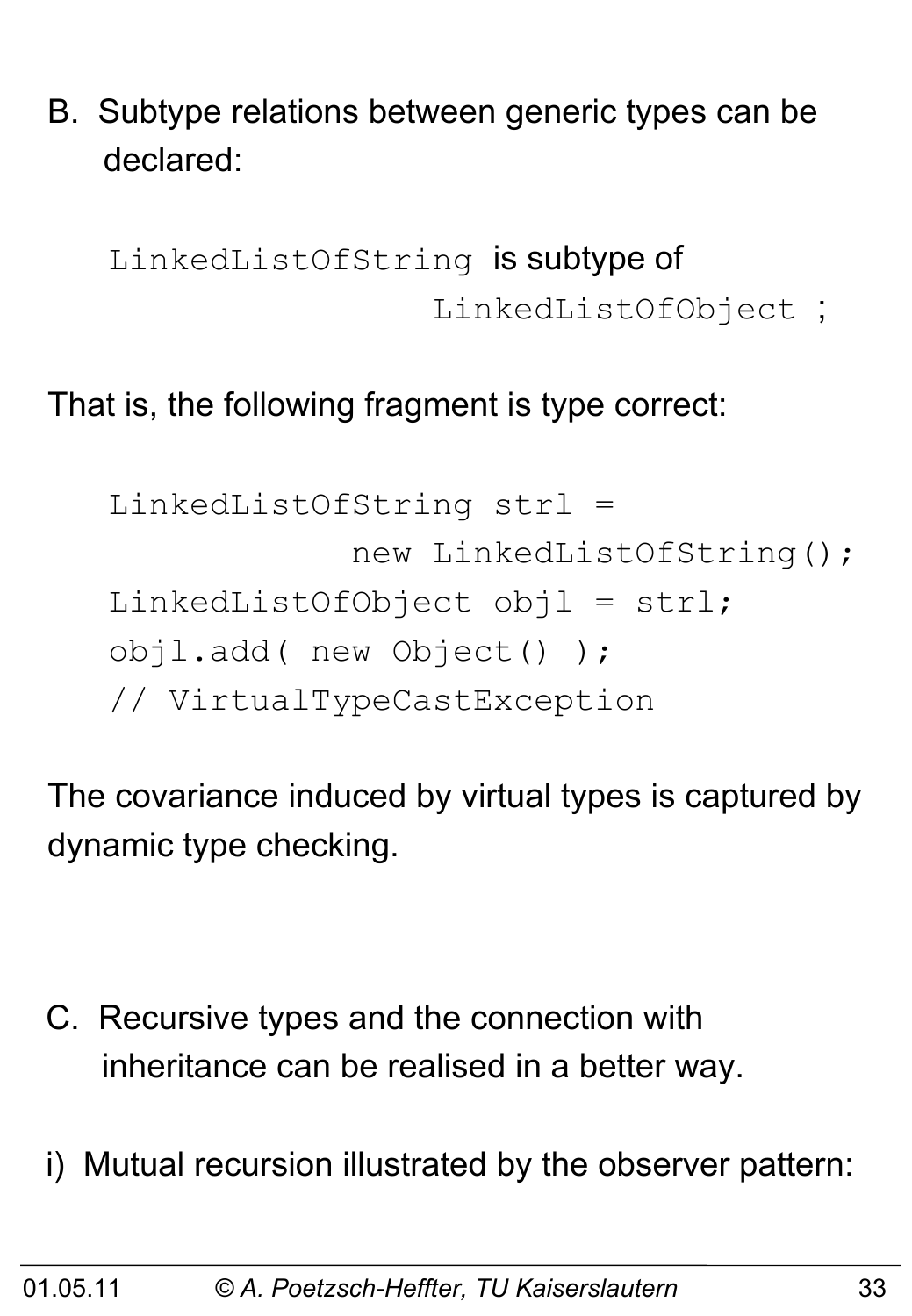B. Subtype relations between generic types can be declared:

`LinkedListOfString` is subtype of `LinkedListOfObject` ;

That is, the following fragment is type correct:

```
LinkedListOfString strl =
            new LinkedListOfString();
LinkedListOfObject objl = strl;
objl.add( new Object() );
// VirtualTypeCastException
```

The covariance induced by virtual types is captured by dynamic type checking.

C. Recursive types and the connection with inheritance can be realised in a better way.

i) Mutual recursion illustrated by the observer pattern: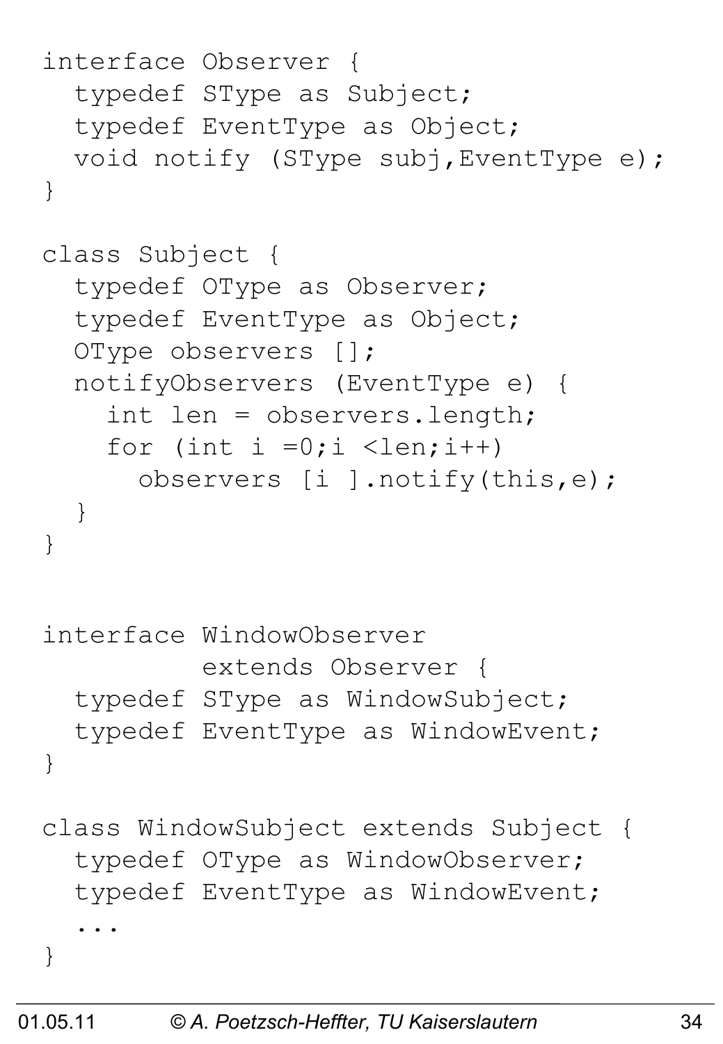```
interface Observer {
  typedef SType as Subject;
  typedef EventType as Object;
  void notify (SType subj,EventType e);
}

class Subject {
  typedef OType as Observer;
  typedef EventType as Object;
  OType observers [];
  notifyObservers (EventType e) {
    int len = observers.length;
    for (int i =0;i <len;i++)
      observers [i ].notify(this,e);
  }
}


interface WindowObserver
          extends Observer {
  typedef SType as WindowSubject;
  typedef EventType as WindowEvent;
}

class WindowSubject extends Subject {
  typedef OType as WindowObserver;
  typedef EventType as WindowEvent;
  ...
}
```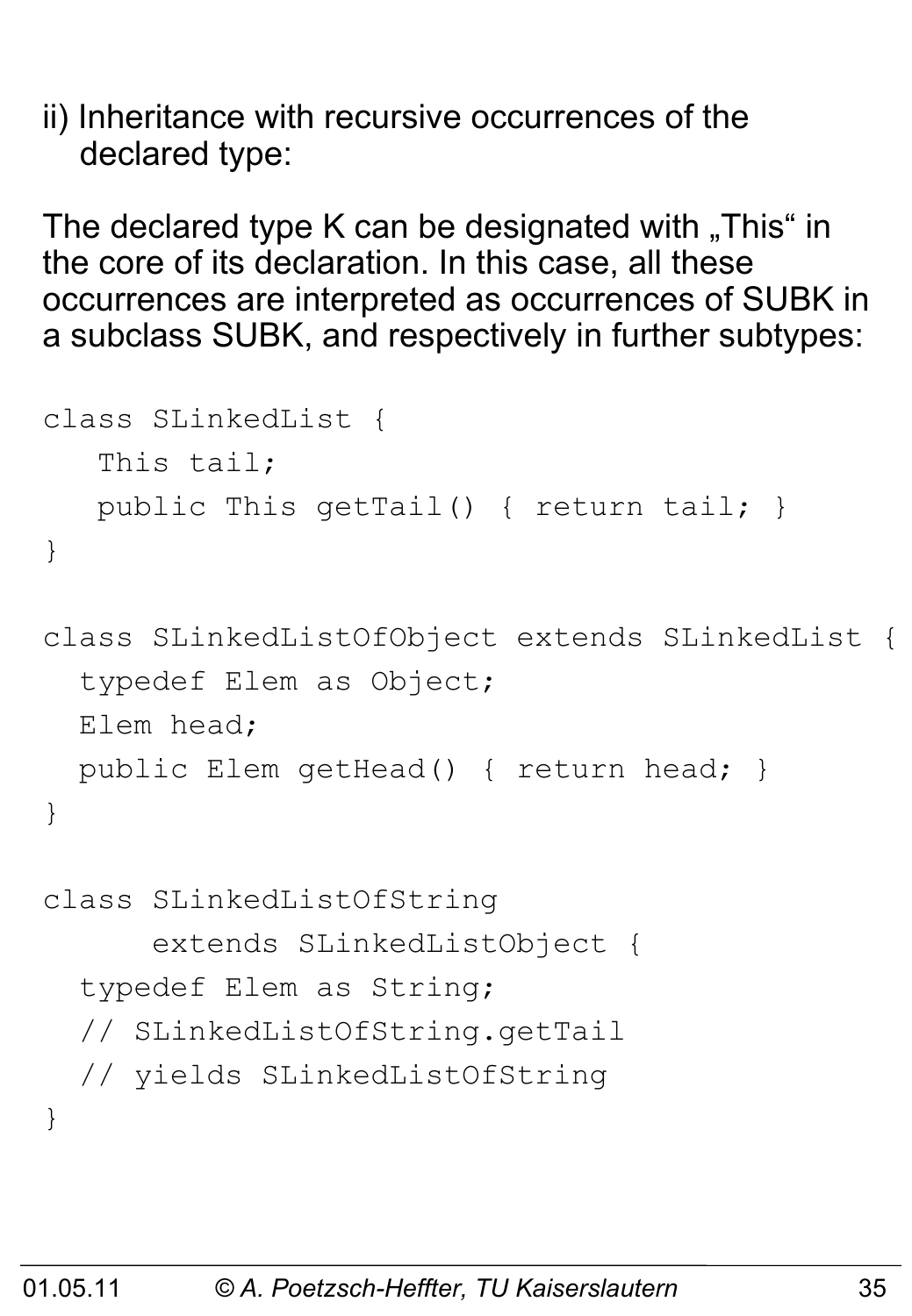ii) Inheritance with recursive occurrences of the declared type:

The declared type K can be designated with „This“ in the core of its declaration. In this case, all these occurrences are interpreted as occurrences of SUBK in a subclass SUBK, and respectively in further subtypes:

```
class SLinkedList {
   This tail;
   public This getTail() { return tail; }
}

class SLinkedListOfObject extends SLinkedList {
  typedef Elem as Object;
  Elem head;
  public Elem getHead() { return head; }
}

class SLinkedListOfString
      extends SLinkedListObject {
  typedef Elem as String;
  // SLinkedListOfString.getTail
  // yields SLinkedListOfString
}
```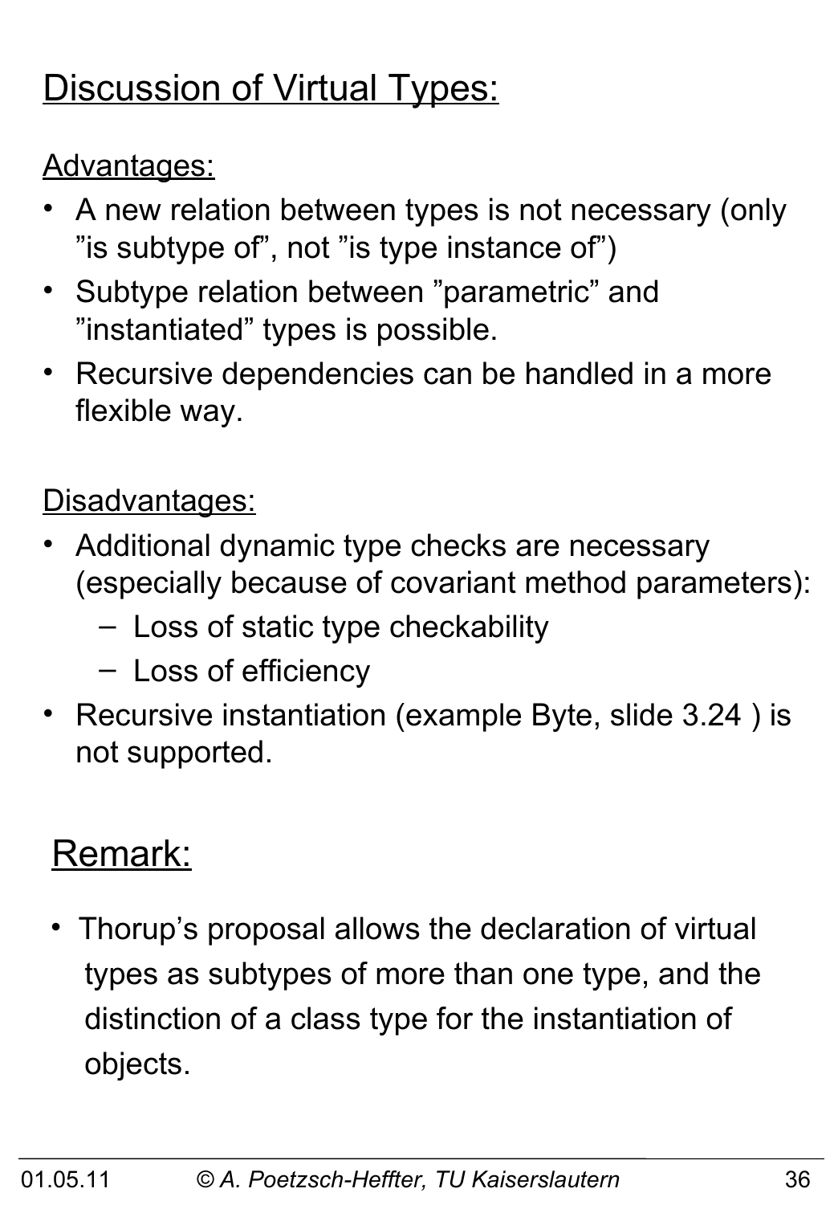# Discussion of Virtual Types:

Advantages:

- A new relation between types is not necessary (only "is subtype of", not "is type instance of")
- Subtype relation between "parametric" and "instantiated" types is possible.
- Recursive dependencies can be handled in a more flexible way.

Disadvantages:

- Additional dynamic type checks are necessary (especially because of covariant method parameters):
  - Loss of static type checkability
  - Loss of efficiency
- Recursive instantiation (example Byte, slide 3.24 ) is not supported.

## Remark:

- Thorup's proposal allows the declaration of virtual types as subtypes of more than one type, and the distinction of a class type for the instantiation of objects.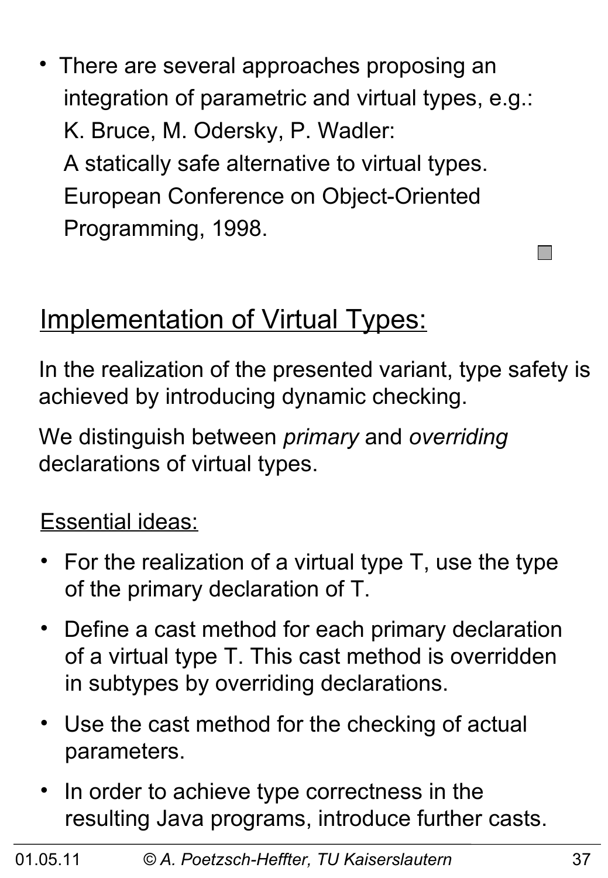- There are several approaches proposing an integration of parametric and virtual types, e.g.: K. Bruce, M. Odersky, P. Wadler: A statically safe alternative to virtual types. European Conference on Object-Oriented Programming, 1998.

## Implementation of Virtual Types:

In the realization of the presented variant, type safety is achieved by introducing dynamic checking.

We distinguish between *primary* and *overriding* declarations of virtual types.

### Essential ideas:

- For the realization of a virtual type T, use the type of the primary declaration of T.
- Define a cast method for each primary declaration of a virtual type T. This cast method is overridden in subtypes by overriding declarations.
- Use the cast method for the checking of actual parameters.
- In order to achieve type correctness in the resulting Java programs, introduce further casts.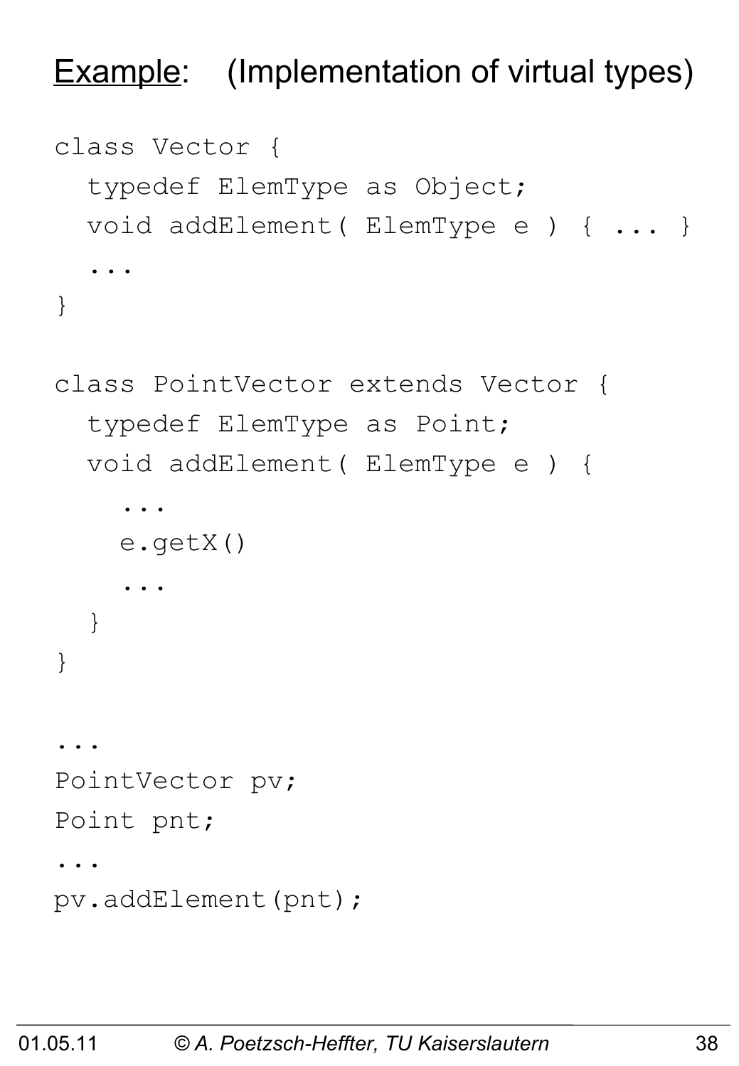## Example: (Implementation of virtual types)

```
class Vector {
  typedef ElemType as Object;
  void addElement( ElemType e ) { ... }
  ...
}

class PointVector extends Vector {
  typedef ElemType as Point;
  void addElement( ElemType e ) {
    ...
    e.getX()
    ...
  }
}

...
PointVector pv;
Point pnt;
...
pv.addElement(pnt);
```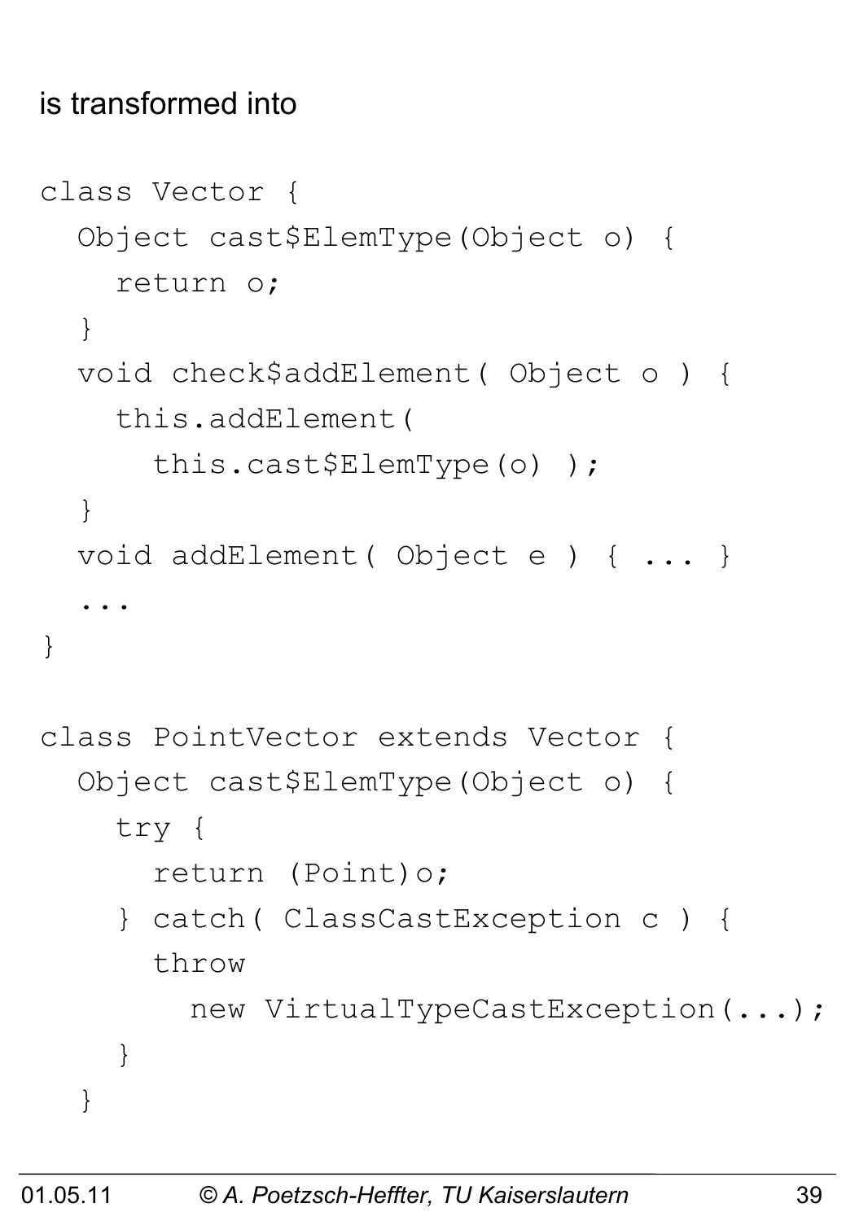is transformed into

```
class Vector {
  Object cast$ElemType(Object o) {
    return o;
  }
  void check$addElement( Object o ) {
    this.addElement(
      this.cast$ElemType(o) );
  }
  void addElement( Object e ) { ... }
  ...
}

class PointVector extends Vector {
  Object cast$ElemType(Object o) {
    try {
      return (Point)o;
    } catch( ClassCastException c ) {
      throw
        new VirtualTypeCastException(...);
    }
  }
```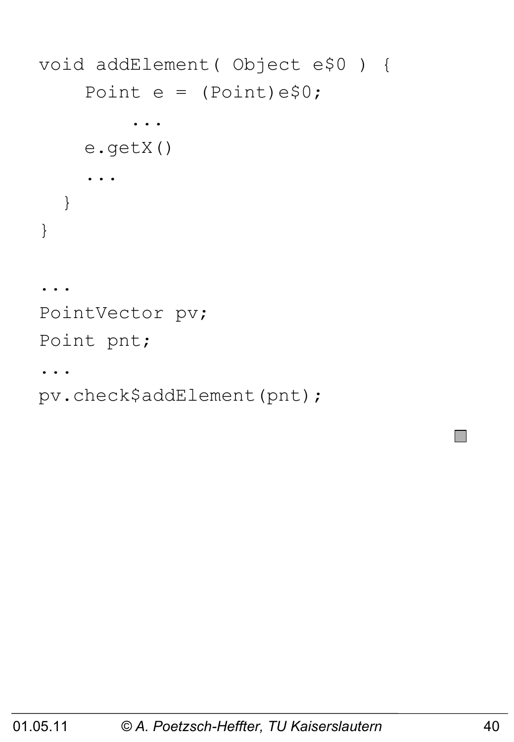```
void addElement( Object e$0 ) {
    Point e = (Point)e$0;
        ...
    e.getX()
    ...
  }
}

...
PointVector pv;
Point pnt;
...
pv.check$addElement(pnt);
```